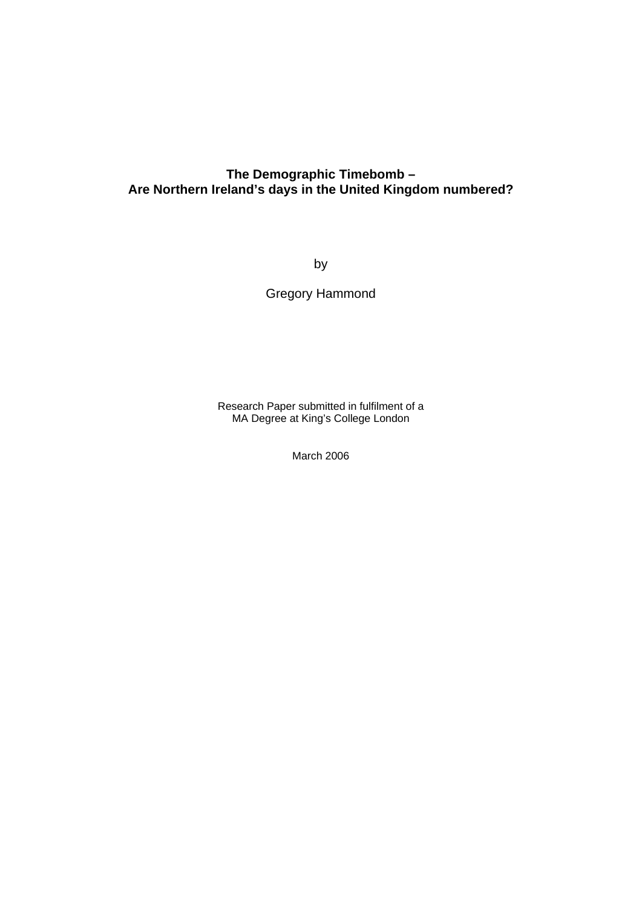# The Demographic Timebomb –
# Are Northern Ireland's days in the United Kingdom numbered?

by

Gregory Hammond

Research Paper submitted in fulfilment of a
MA Degree at King's College London

March 2006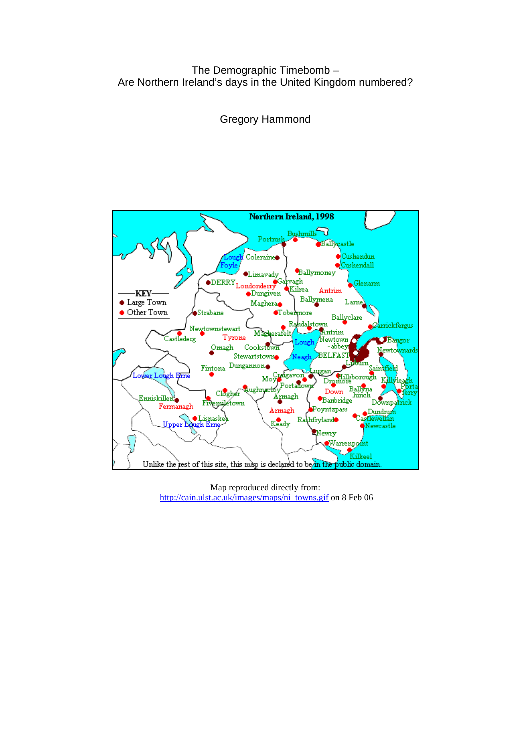The Demographic Timebomb –
Are Northern Ireland's days in the United Kingdom numbered?

Gregory Hammond

Map reproduced directly from:
http://cain.ulst.ac.uk/images/maps/ni_towns.gif on 8 Feb 06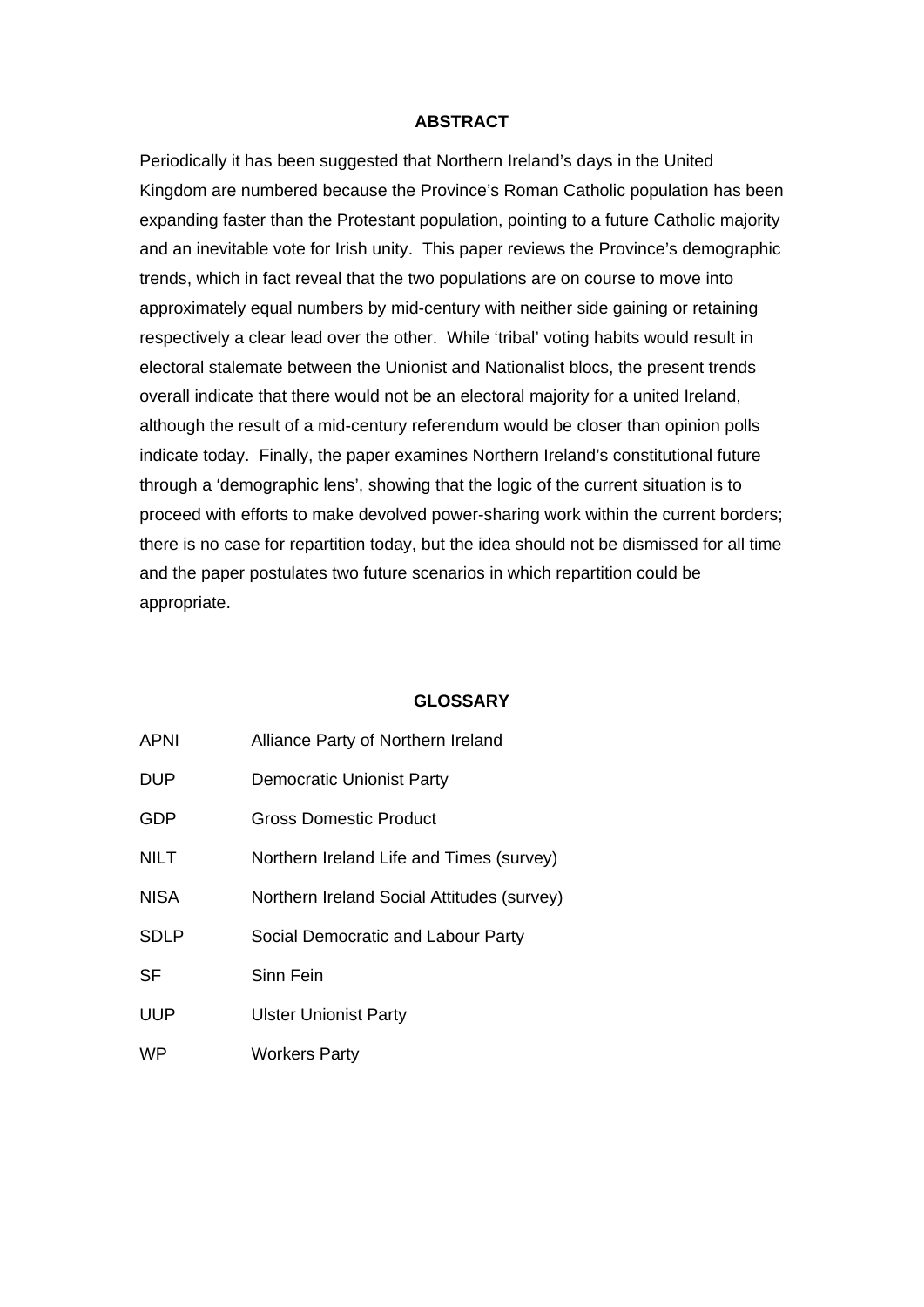## ABSTRACT

Periodically it has been suggested that Northern Ireland's days in the United Kingdom are numbered because the Province's Roman Catholic population has been expanding faster than the Protestant population, pointing to a future Catholic majority and an inevitable vote for Irish unity. This paper reviews the Province's demographic trends, which in fact reveal that the two populations are on course to move into approximately equal numbers by mid-century with neither side gaining or retaining respectively a clear lead over the other. While 'tribal' voting habits would result in electoral stalemate between the Unionist and Nationalist blocs, the present trends overall indicate that there would not be an electoral majority for a united Ireland, although the result of a mid-century referendum would be closer than opinion polls indicate today. Finally, the paper examines Northern Ireland's constitutional future through a 'demographic lens', showing that the logic of the current situation is to proceed with efforts to make devolved power-sharing work within the current borders; there is no case for repartition today, but the idea should not be dismissed for all time and the paper postulates two future scenarios in which repartition could be appropriate.

## GLOSSARY

| | |
|---|---|
| APNI | Alliance Party of Northern Ireland |
| DUP | Democratic Unionist Party |
| GDP | Gross Domestic Product |
| NILT | Northern Ireland Life and Times (survey) |
| NISA | Northern Ireland Social Attitudes (survey) |
| SDLP | Social Democratic and Labour Party |
| SF | Sinn Fein |
| UUP | Ulster Unionist Party |
| WP | Workers Party |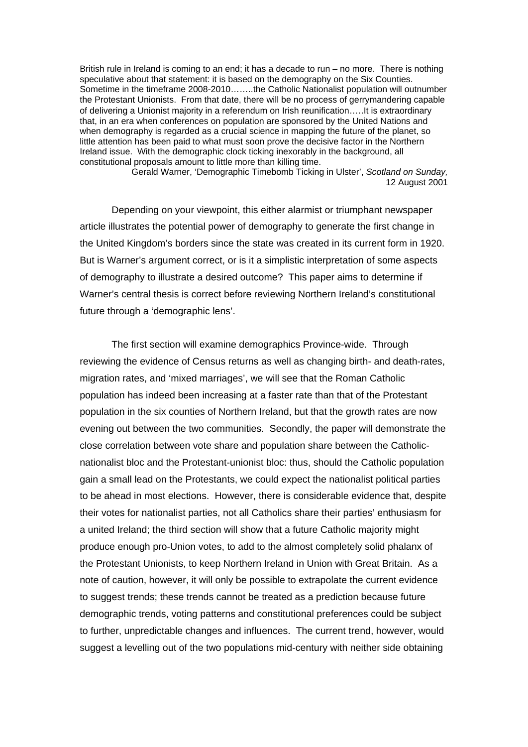> British rule in Ireland is coming to an end; it has a decade to run – no more. There is nothing speculative about that statement: it is based on the demography on the Six Counties. Sometime in the timeframe 2008-2010……..the Catholic Nationalist population will outnumber the Protestant Unionists. From that date, there will be no process of gerrymandering capable of delivering a Unionist majority in a referendum on Irish reunification…..It is extraordinary that, in an era when conferences on population are sponsored by the United Nations and when demography is regarded as a crucial science in mapping the future of the planet, so little attention has been paid to what must soon prove the decisive factor in the Northern Ireland issue. With the demographic clock ticking inexorably in the background, all constitutional proposals amount to little more than killing time.
>
> Gerald Warner, 'Demographic Timebomb Ticking in Ulster', *Scotland on Sunday,* 12 August 2001

Depending on your viewpoint, this either alarmist or triumphant newspaper article illustrates the potential power of demography to generate the first change in the United Kingdom's borders since the state was created in its current form in 1920. But is Warner's argument correct, or is it a simplistic interpretation of some aspects of demography to illustrate a desired outcome? This paper aims to determine if Warner's central thesis is correct before reviewing Northern Ireland's constitutional future through a 'demographic lens'.

The first section will examine demographics Province-wide. Through reviewing the evidence of Census returns as well as changing birth- and death-rates, migration rates, and 'mixed marriages', we will see that the Roman Catholic population has indeed been increasing at a faster rate than that of the Protestant population in the six counties of Northern Ireland, but that the growth rates are now evening out between the two communities. Secondly, the paper will demonstrate the close correlation between vote share and population share between the Catholic-nationalist bloc and the Protestant-unionist bloc: thus, should the Catholic population gain a small lead on the Protestants, we could expect the nationalist political parties to be ahead in most elections. However, there is considerable evidence that, despite their votes for nationalist parties, not all Catholics share their parties' enthusiasm for a united Ireland; the third section will show that a future Catholic majority might produce enough pro-Union votes, to add to the almost completely solid phalanx of the Protestant Unionists, to keep Northern Ireland in Union with Great Britain. As a note of caution, however, it will only be possible to extrapolate the current evidence to suggest trends; these trends cannot be treated as a prediction because future demographic trends, voting patterns and constitutional preferences could be subject to further, unpredictable changes and influences. The current trend, however, would suggest a levelling out of the two populations mid-century with neither side obtaining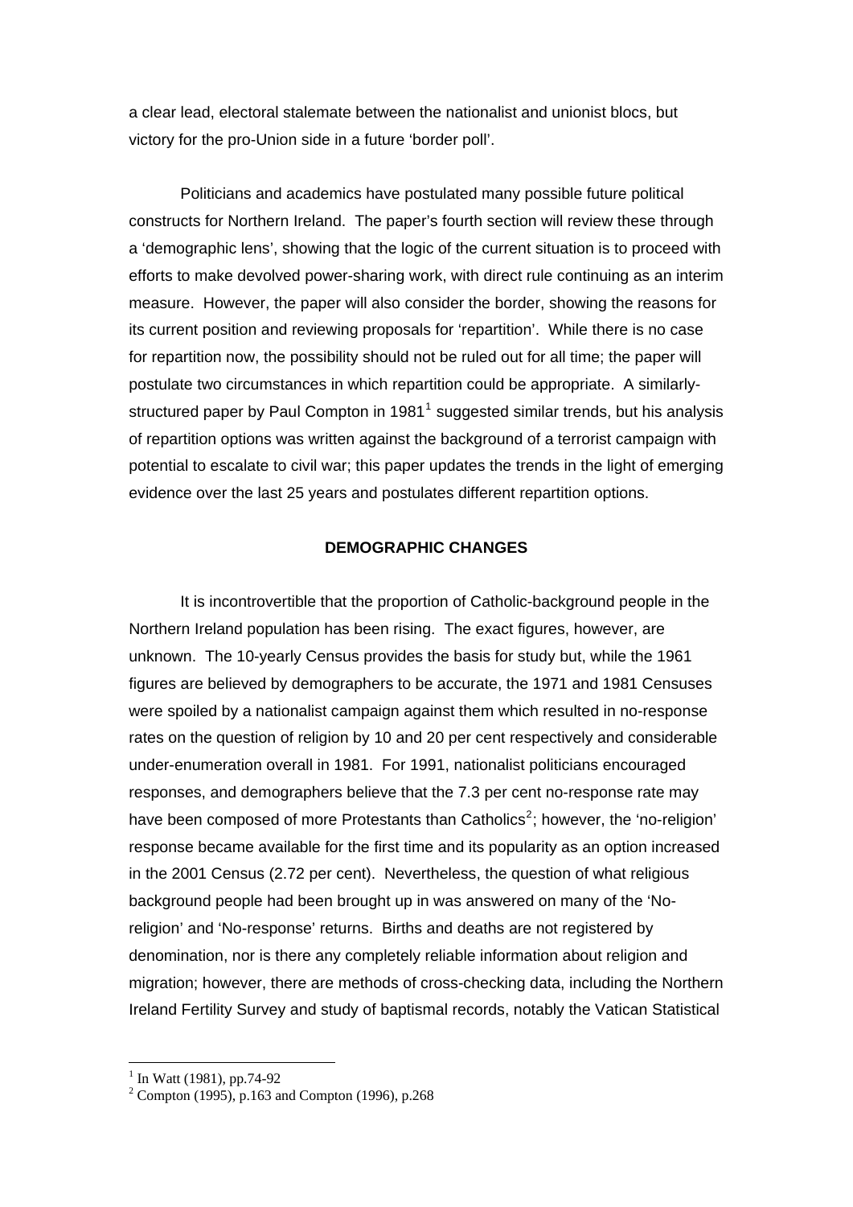a clear lead, electoral stalemate between the nationalist and unionist blocs, but victory for the pro-Union side in a future 'border poll'.

Politicians and academics have postulated many possible future political constructs for Northern Ireland. The paper's fourth section will review these through a 'demographic lens', showing that the logic of the current situation is to proceed with efforts to make devolved power-sharing work, with direct rule continuing as an interim measure. However, the paper will also consider the border, showing the reasons for its current position and reviewing proposals for 'repartition'. While there is no case for repartition now, the possibility should not be ruled out for all time; the paper will postulate two circumstances in which repartition could be appropriate. A similarly-structured paper by Paul Compton in 1981[1] suggested similar trends, but his analysis of repartition options was written against the background of a terrorist campaign with potential to escalate to civil war; this paper updates the trends in the light of emerging evidence over the last 25 years and postulates different repartition options.

## DEMOGRAPHIC CHANGES

It is incontrovertible that the proportion of Catholic-background people in the Northern Ireland population has been rising. The exact figures, however, are unknown. The 10-yearly Census provides the basis for study but, while the 1961 figures are believed by demographers to be accurate, the 1971 and 1981 Censuses were spoiled by a nationalist campaign against them which resulted in no-response rates on the question of religion by 10 and 20 per cent respectively and considerable under-enumeration overall in 1981. For 1991, nationalist politicians encouraged responses, and demographers believe that the 7.3 per cent no-response rate may have been composed of more Protestants than Catholics[2]; however, the 'no-religion' response became available for the first time and its popularity as an option increased in the 2001 Census (2.72 per cent). Nevertheless, the question of what religious background people had been brought up in was answered on many of the 'No-religion' and 'No-response' returns. Births and deaths are not registered by denomination, nor is there any completely reliable information about religion and migration; however, there are methods of cross-checking data, including the Northern Ireland Fertility Survey and study of baptismal records, notably the Vatican Statistical

[1] In Watt (1981), pp.74-92

[2] Compton (1995), p.163 and Compton (1996), p.268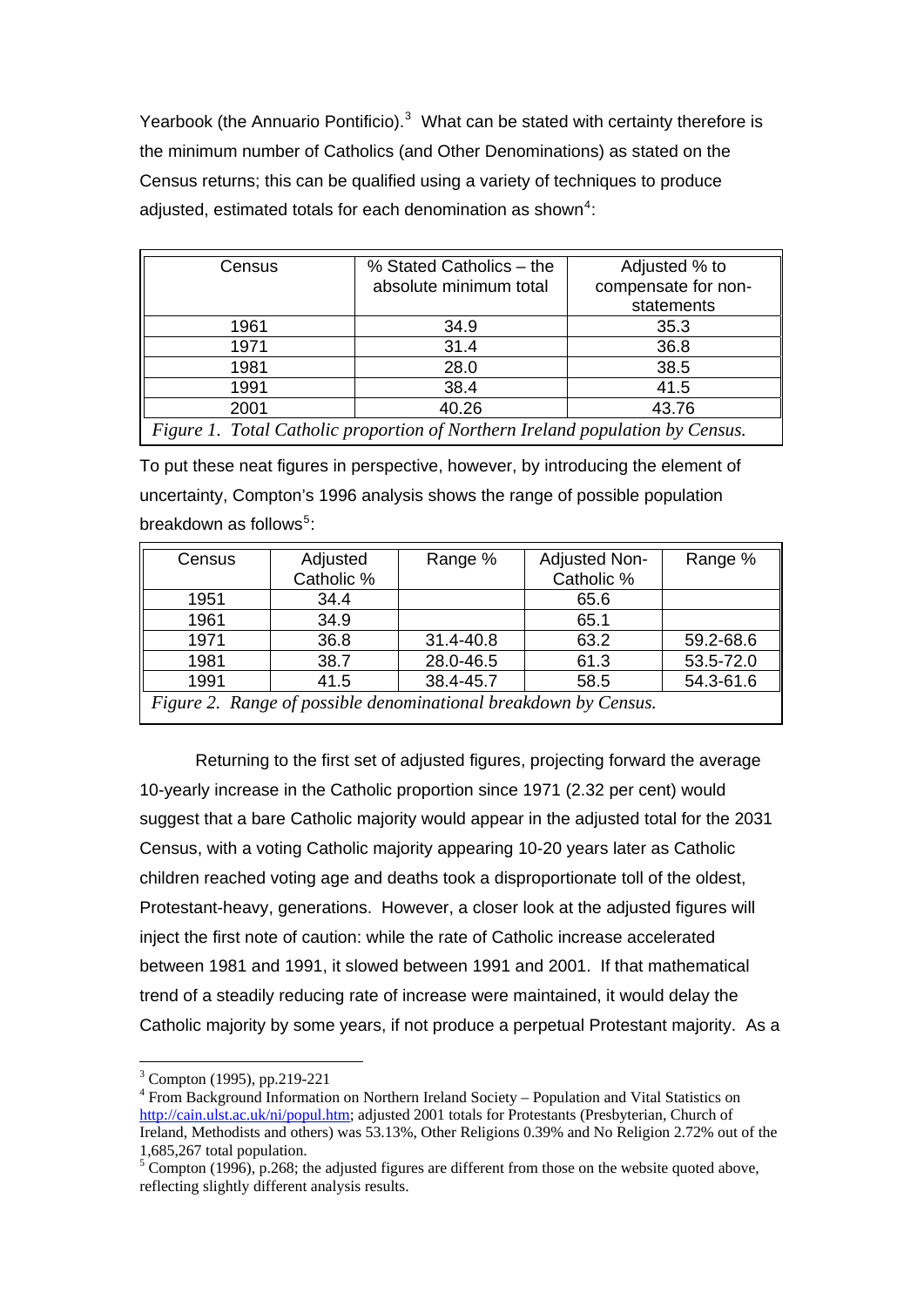Yearbook (the Annuario Pontificio).[3] What can be stated with certainty therefore is the minimum number of Catholics (and Other Denominations) as stated on the Census returns; this can be qualified using a variety of techniques to produce adjusted, estimated totals for each denomination as shown[4]:

| Census | % Stated Catholics – the absolute minimum total | Adjusted % to compensate for non-statements |
|---|---|---|
| 1961 | 34.9 | 35.3 |
| 1971 | 31.4 | 36.8 |
| 1981 | 28.0 | 38.5 |
| 1991 | 38.4 | 41.5 |
| 2001 | 40.26 | 43.76 |

*Figure 1. Total Catholic proportion of Northern Ireland population by Census.*

To put these neat figures in perspective, however, by introducing the element of uncertainty, Compton's 1996 analysis shows the range of possible population breakdown as follows[5]:

| Census | Adjusted Catholic % | Range % | Adjusted Non-Catholic % | Range % |
|---|---|---|---|---|
| 1951 | 34.4 | | 65.6 | |
| 1961 | 34.9 | | 65.1 | |
| 1971 | 36.8 | 31.4-40.8 | 63.2 | 59.2-68.6 |
| 1981 | 38.7 | 28.0-46.5 | 61.3 | 53.5-72.0 |
| 1991 | 41.5 | 38.4-45.7 | 58.5 | 54.3-61.6 |

*Figure 2. Range of possible denominational breakdown by Census.*

Returning to the first set of adjusted figures, projecting forward the average 10-yearly increase in the Catholic proportion since 1971 (2.32 per cent) would suggest that a bare Catholic majority would appear in the adjusted total for the 2031 Census, with a voting Catholic majority appearing 10-20 years later as Catholic children reached voting age and deaths took a disproportionate toll of the oldest, Protestant-heavy, generations. However, a closer look at the adjusted figures will inject the first note of caution: while the rate of Catholic increase accelerated between 1981 and 1991, it slowed between 1991 and 2001. If that mathematical trend of a steadily reducing rate of increase were maintained, it would delay the Catholic majority by some years, if not produce a perpetual Protestant majority. As a

---

[3] Compton (1995), pp.219-221

[4] From Background Information on Northern Ireland Society – Population and Vital Statistics on http://cain.ulst.ac.uk/ni/popul.htm; adjusted 2001 totals for Protestants (Presbyterian, Church of Ireland, Methodists and others) was 53.13%, Other Religions 0.39% and No Religion 2.72% out of the 1,685,267 total population.

[5] Compton (1996), p.268; the adjusted figures are different from those on the website quoted above, reflecting slightly different analysis results.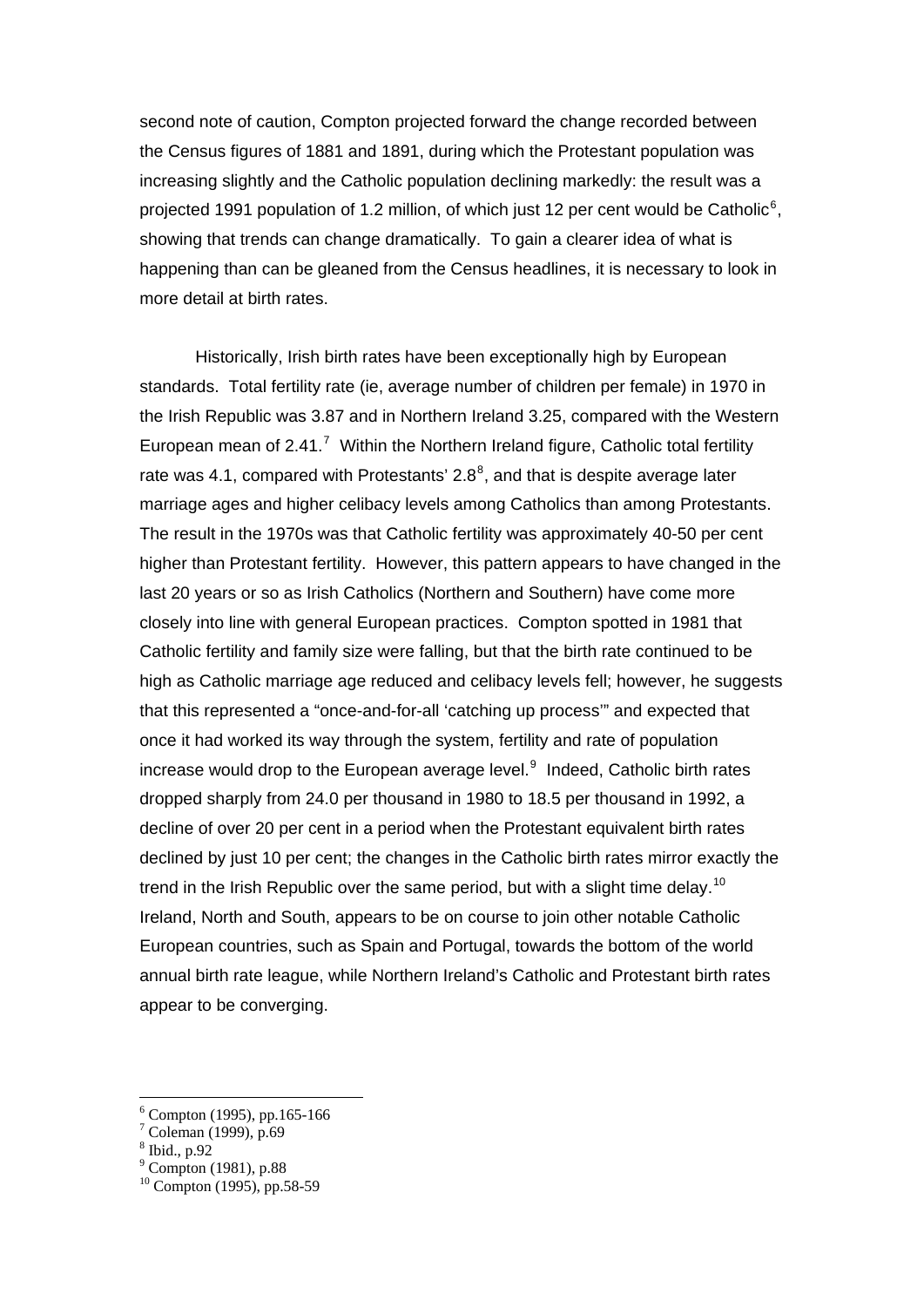second note of caution, Compton projected forward the change recorded between the Census figures of 1881 and 1891, during which the Protestant population was increasing slightly and the Catholic population declining markedly: the result was a projected 1991 population of 1.2 million, of which just 12 per cent would be Catholic[6], showing that trends can change dramatically. To gain a clearer idea of what is happening than can be gleaned from the Census headlines, it is necessary to look in more detail at birth rates.

Historically, Irish birth rates have been exceptionally high by European standards. Total fertility rate (ie, average number of children per female) in 1970 in the Irish Republic was 3.87 and in Northern Ireland 3.25, compared with the Western European mean of 2.41.[7] Within the Northern Ireland figure, Catholic total fertility rate was 4.1, compared with Protestants' 2.8[8], and that is despite average later marriage ages and higher celibacy levels among Catholics than among Protestants. The result in the 1970s was that Catholic fertility was approximately 40-50 per cent higher than Protestant fertility. However, this pattern appears to have changed in the last 20 years or so as Irish Catholics (Northern and Southern) have come more closely into line with general European practices. Compton spotted in 1981 that Catholic fertility and family size were falling, but that the birth rate continued to be high as Catholic marriage age reduced and celibacy levels fell; however, he suggests that this represented a "once-and-for-all 'catching up process'" and expected that once it had worked its way through the system, fertility and rate of population increase would drop to the European average level.[9] Indeed, Catholic birth rates dropped sharply from 24.0 per thousand in 1980 to 18.5 per thousand in 1992, a decline of over 20 per cent in a period when the Protestant equivalent birth rates declined by just 10 per cent; the changes in the Catholic birth rates mirror exactly the trend in the Irish Republic over the same period, but with a slight time delay.[10] Ireland, North and South, appears to be on course to join other notable Catholic European countries, such as Spain and Portugal, towards the bottom of the world annual birth rate league, while Northern Ireland's Catholic and Protestant birth rates appear to be converging.

---

[6] Compton (1995), pp.165-166
[7] Coleman (1999), p.69
[8] Ibid., p.92
[9] Compton (1981), p.88
[10] Compton (1995), pp.58-59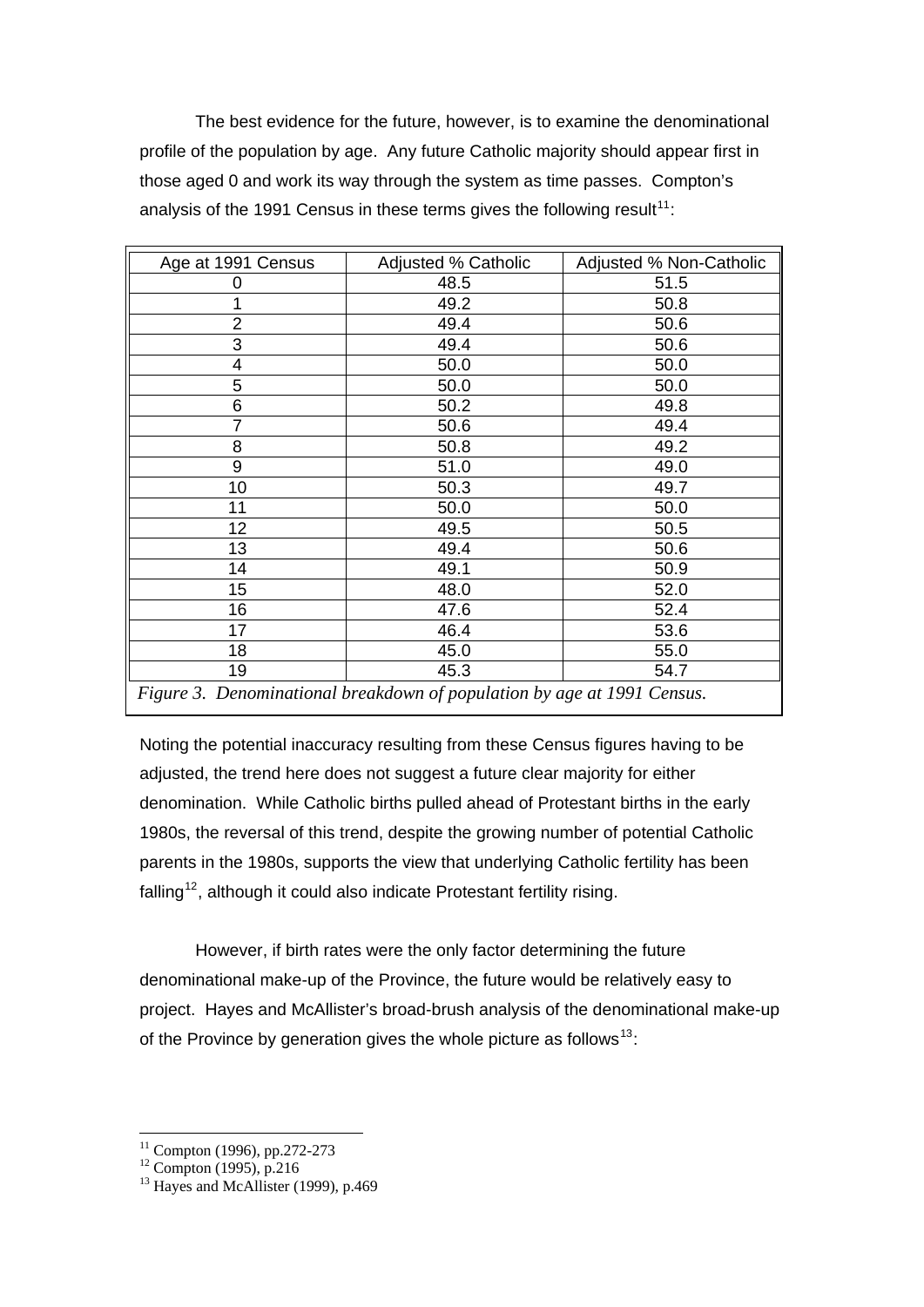The best evidence for the future, however, is to examine the denominational profile of the population by age. Any future Catholic majority should appear first in those aged 0 and work its way through the system as time passes. Compton's analysis of the 1991 Census in these terms gives the following result[11]:

| Age at 1991 Census | Adjusted % Catholic | Adjusted % Non-Catholic |
|---|---|---|
| 0 | 48.5 | 51.5 |
| 1 | 49.2 | 50.8 |
| 2 | 49.4 | 50.6 |
| 3 | 49.4 | 50.6 |
| 4 | 50.0 | 50.0 |
| 5 | 50.0 | 50.0 |
| 6 | 50.2 | 49.8 |
| 7 | 50.6 | 49.4 |
| 8 | 50.8 | 49.2 |
| 9 | 51.0 | 49.0 |
| 10 | 50.3 | 49.7 |
| 11 | 50.0 | 50.0 |
| 12 | 49.5 | 50.5 |
| 13 | 49.4 | 50.6 |
| 14 | 49.1 | 50.9 |
| 15 | 48.0 | 52.0 |
| 16 | 47.6 | 52.4 |
| 17 | 46.4 | 53.6 |
| 18 | 45.0 | 55.0 |
| 19 | 45.3 | 54.7 |

*Figure 3. Denominational breakdown of population by age at 1991 Census.*

Noting the potential inaccuracy resulting from these Census figures having to be adjusted, the trend here does not suggest a future clear majority for either denomination. While Catholic births pulled ahead of Protestant births in the early 1980s, the reversal of this trend, despite the growing number of potential Catholic parents in the 1980s, supports the view that underlying Catholic fertility has been falling[12], although it could also indicate Protestant fertility rising.

However, if birth rates were the only factor determining the future denominational make-up of the Province, the future would be relatively easy to project. Hayes and McAllister's broad-brush analysis of the denominational make-up of the Province by generation gives the whole picture as follows[13]:

[11] Compton (1996), pp.272-273
[12] Compton (1995), p.216
[13] Hayes and McAllister (1999), p.469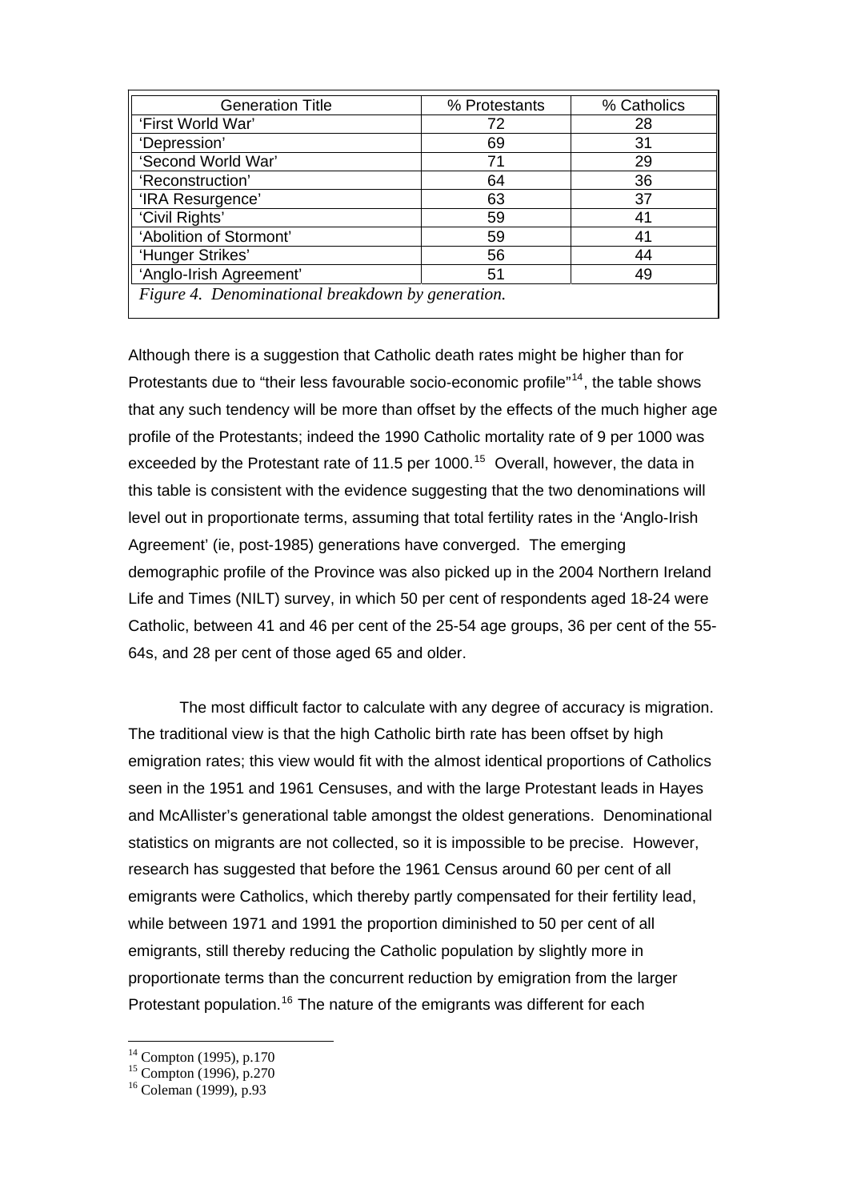| Generation Title | % Protestants | % Catholics |
|---|---|---|
| 'First World War' | 72 | 28 |
| 'Depression' | 69 | 31 |
| 'Second World War' | 71 | 29 |
| 'Reconstruction' | 64 | 36 |
| 'IRA Resurgence' | 63 | 37 |
| 'Civil Rights' | 59 | 41 |
| 'Abolition of Stormont' | 59 | 41 |
| 'Hunger Strikes' | 56 | 44 |
| 'Anglo-Irish Agreement' | 51 | 49 |

*Figure 4. Denominational breakdown by generation.*

Although there is a suggestion that Catholic death rates might be higher than for Protestants due to "their less favourable socio-economic profile"[14], the table shows that any such tendency will be more than offset by the effects of the much higher age profile of the Protestants; indeed the 1990 Catholic mortality rate of 9 per 1000 was exceeded by the Protestant rate of 11.5 per 1000.[15] Overall, however, the data in this table is consistent with the evidence suggesting that the two denominations will level out in proportionate terms, assuming that total fertility rates in the 'Anglo-Irish Agreement' (ie, post-1985) generations have converged. The emerging demographic profile of the Province was also picked up in the 2004 Northern Ireland Life and Times (NILT) survey, in which 50 per cent of respondents aged 18-24 were Catholic, between 41 and 46 per cent of the 25-54 age groups, 36 per cent of the 55-64s, and 28 per cent of those aged 65 and older.

The most difficult factor to calculate with any degree of accuracy is migration. The traditional view is that the high Catholic birth rate has been offset by high emigration rates; this view would fit with the almost identical proportions of Catholics seen in the 1951 and 1961 Censuses, and with the large Protestant leads in Hayes and McAllister's generational table amongst the oldest generations. Denominational statistics on migrants are not collected, so it is impossible to be precise. However, research has suggested that before the 1961 Census around 60 per cent of all emigrants were Catholics, which thereby partly compensated for their fertility lead, while between 1971 and 1991 the proportion diminished to 50 per cent of all emigrants, still thereby reducing the Catholic population by slightly more in proportionate terms than the concurrent reduction by emigration from the larger Protestant population.[16] The nature of the emigrants was different for each

[14] Compton (1995), p.170
[15] Compton (1996), p.270
[16] Coleman (1999), p.93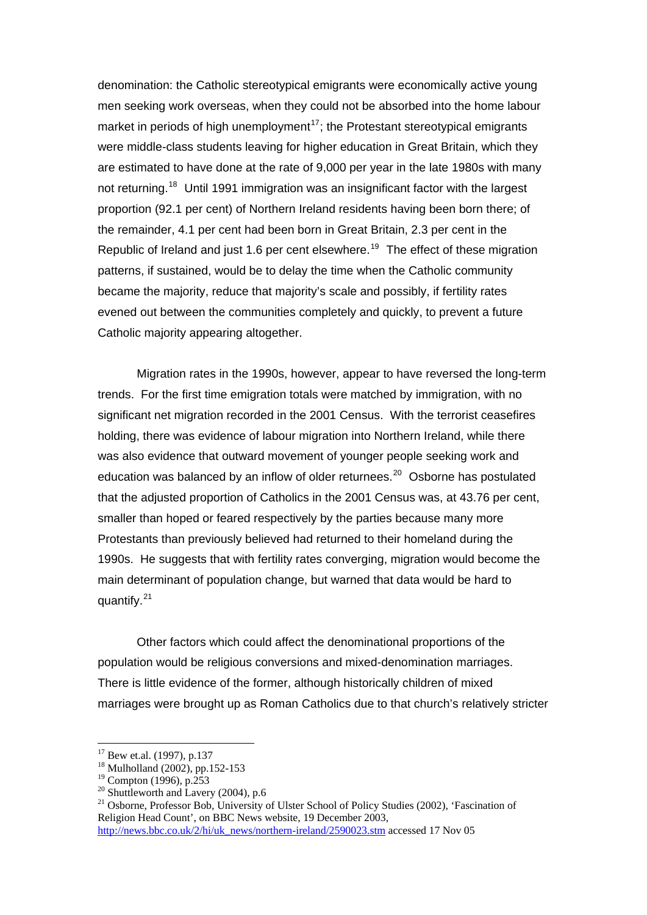denomination: the Catholic stereotypical emigrants were economically active young men seeking work overseas, when they could not be absorbed into the home labour market in periods of high unemployment[17]; the Protestant stereotypical emigrants were middle-class students leaving for higher education in Great Britain, which they are estimated to have done at the rate of 9,000 per year in the late 1980s with many not returning.[18] Until 1991 immigration was an insignificant factor with the largest proportion (92.1 per cent) of Northern Ireland residents having been born there; of the remainder, 4.1 per cent had been born in Great Britain, 2.3 per cent in the Republic of Ireland and just 1.6 per cent elsewhere.[19] The effect of these migration patterns, if sustained, would be to delay the time when the Catholic community became the majority, reduce that majority's scale and possibly, if fertility rates evened out between the communities completely and quickly, to prevent a future Catholic majority appearing altogether.

Migration rates in the 1990s, however, appear to have reversed the long-term trends. For the first time emigration totals were matched by immigration, with no significant net migration recorded in the 2001 Census. With the terrorist ceasefires holding, there was evidence of labour migration into Northern Ireland, while there was also evidence that outward movement of younger people seeking work and education was balanced by an inflow of older returnees.[20] Osborne has postulated that the adjusted proportion of Catholics in the 2001 Census was, at 43.76 per cent, smaller than hoped or feared respectively by the parties because many more Protestants than previously believed had returned to their homeland during the 1990s. He suggests that with fertility rates converging, migration would become the main determinant of population change, but warned that data would be hard to quantify.[21]

Other factors which could affect the denominational proportions of the population would be religious conversions and mixed-denomination marriages. There is little evidence of the former, although historically children of mixed marriages were brought up as Roman Catholics due to that church's relatively stricter

---

[17] Bew et.al. (1997), p.137

[18] Mulholland (2002), pp.152-153

[19] Compton (1996), p.253

[20] Shuttleworth and Lavery (2004), p.6

[21] Osborne, Professor Bob, University of Ulster School of Policy Studies (2002), 'Fascination of Religion Head Count', on BBC News website, 19 December 2003, http://news.bbc.co.uk/2/hi/uk_news/northern-ireland/2590023.stm accessed 17 Nov 05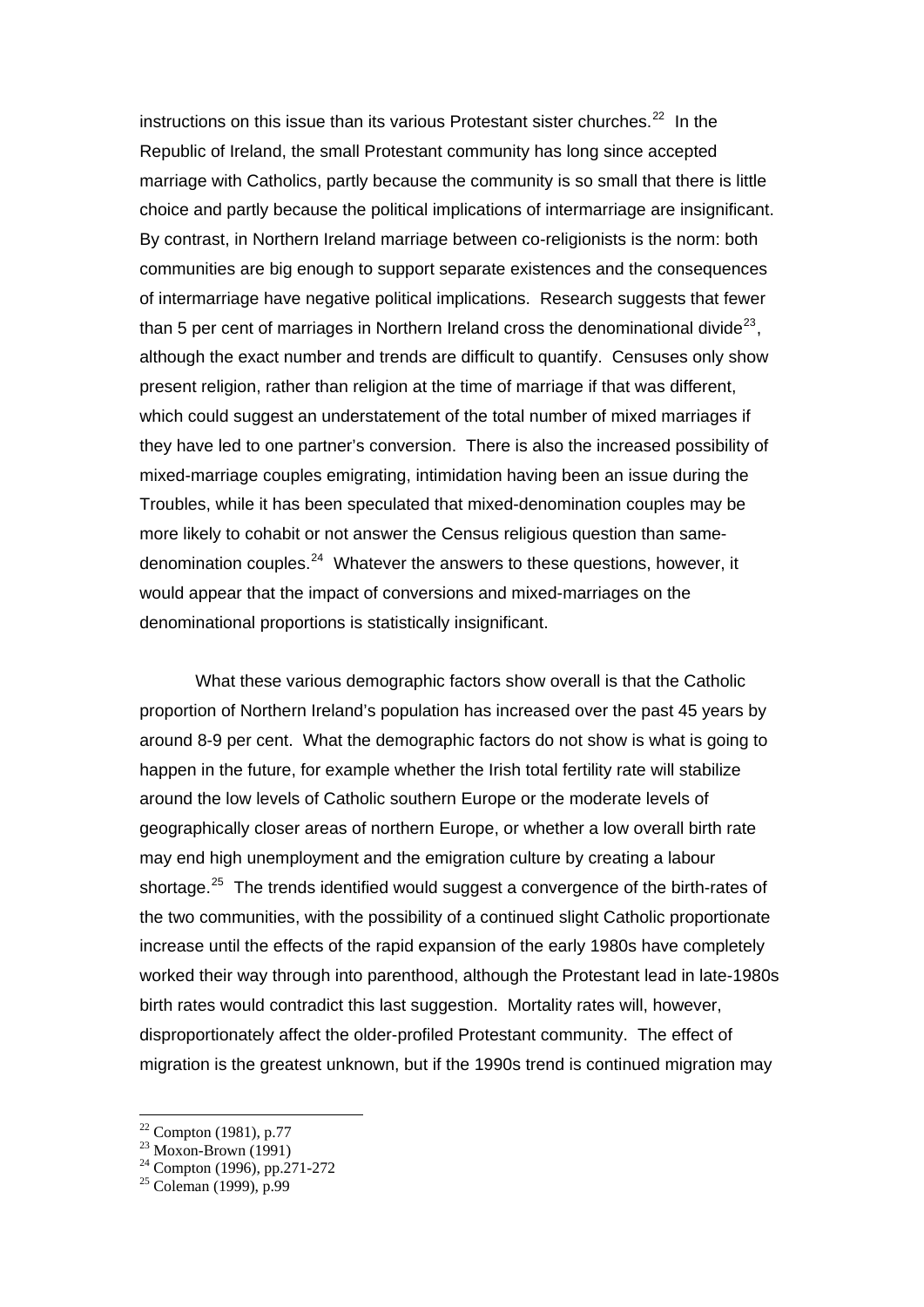instructions on this issue than its various Protestant sister churches.[22] In the Republic of Ireland, the small Protestant community has long since accepted marriage with Catholics, partly because the community is so small that there is little choice and partly because the political implications of intermarriage are insignificant. By contrast, in Northern Ireland marriage between co-religionists is the norm: both communities are big enough to support separate existences and the consequences of intermarriage have negative political implications. Research suggests that fewer than 5 per cent of marriages in Northern Ireland cross the denominational divide[23], although the exact number and trends are difficult to quantify. Censuses only show present religion, rather than religion at the time of marriage if that was different, which could suggest an understatement of the total number of mixed marriages if they have led to one partner's conversion. There is also the increased possibility of mixed-marriage couples emigrating, intimidation having been an issue during the Troubles, while it has been speculated that mixed-denomination couples may be more likely to cohabit or not answer the Census religious question than same-denomination couples.[24] Whatever the answers to these questions, however, it would appear that the impact of conversions and mixed-marriages on the denominational proportions is statistically insignificant.

What these various demographic factors show overall is that the Catholic proportion of Northern Ireland's population has increased over the past 45 years by around 8-9 per cent. What the demographic factors do not show is what is going to happen in the future, for example whether the Irish total fertility rate will stabilize around the low levels of Catholic southern Europe or the moderate levels of geographically closer areas of northern Europe, or whether a low overall birth rate may end high unemployment and the emigration culture by creating a labour shortage.[25] The trends identified would suggest a convergence of the birth-rates of the two communities, with the possibility of a continued slight Catholic proportionate increase until the effects of the rapid expansion of the early 1980s have completely worked their way through into parenthood, although the Protestant lead in late-1980s birth rates would contradict this last suggestion. Mortality rates will, however, disproportionately affect the older-profiled Protestant community. The effect of migration is the greatest unknown, but if the 1990s trend is continued migration may

[22] Compton (1981), p.77

[23] Moxon-Brown (1991)

[24] Compton (1996), pp.271-272

[25] Coleman (1999), p.99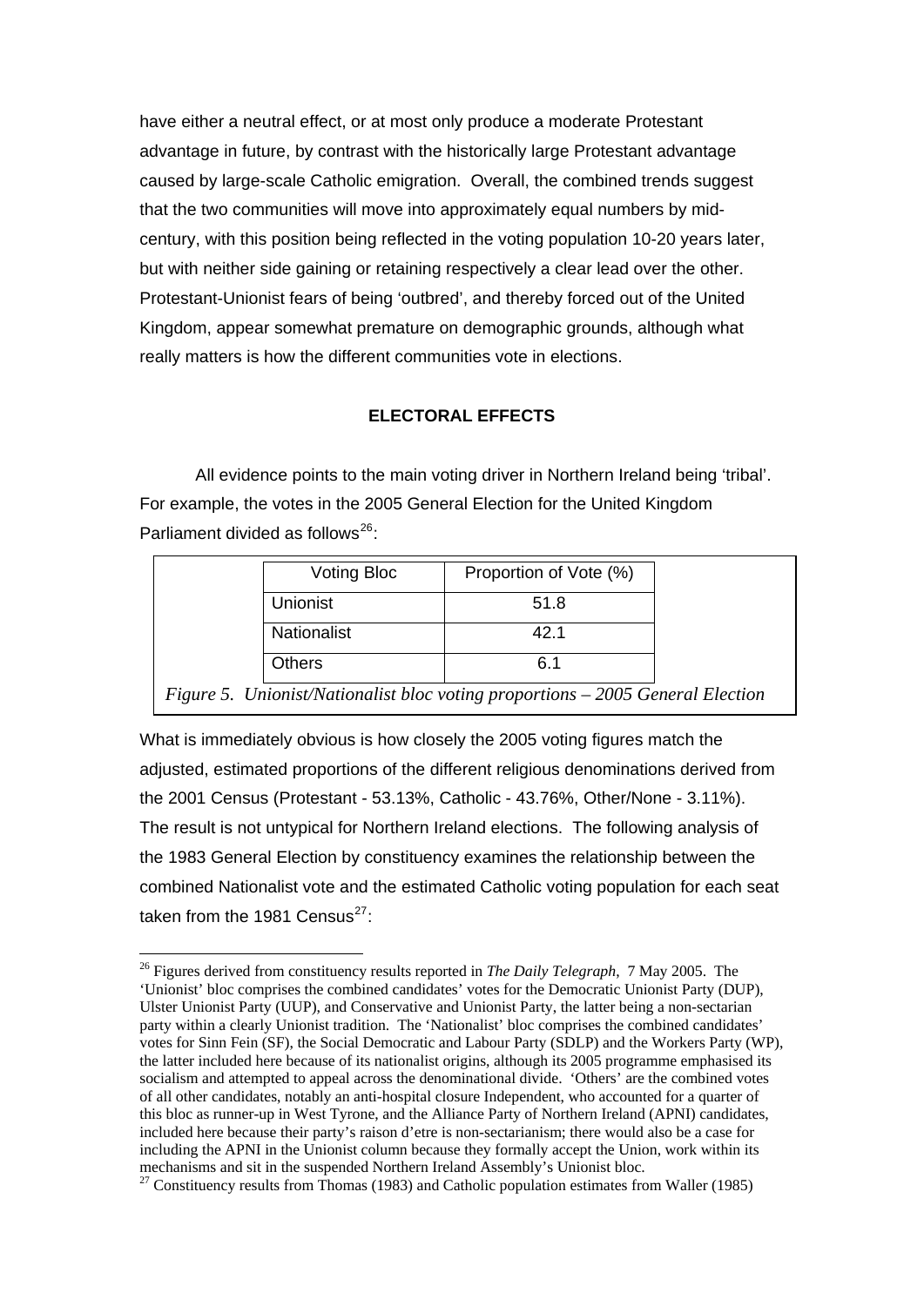have either a neutral effect, or at most only produce a moderate Protestant advantage in future, by contrast with the historically large Protestant advantage caused by large-scale Catholic emigration. Overall, the combined trends suggest that the two communities will move into approximately equal numbers by mid-century, with this position being reflected in the voting population 10-20 years later, but with neither side gaining or retaining respectively a clear lead over the other. Protestant-Unionist fears of being 'outbred', and thereby forced out of the United Kingdom, appear somewhat premature on demographic grounds, although what really matters is how the different communities vote in elections.

## ELECTORAL EFFECTS

All evidence points to the main voting driver in Northern Ireland being 'tribal'. For example, the votes in the 2005 General Election for the United Kingdom Parliament divided as follows[26]:

| Voting Bloc | Proportion of Vote (%) |
|---|---|
| Unionist | 51.8 |
| Nationalist | 42.1 |
| Others | 6.1 |

*Figure 5. Unionist/Nationalist bloc voting proportions – 2005 General Election*

What is immediately obvious is how closely the 2005 voting figures match the adjusted, estimated proportions of the different religious denominations derived from the 2001 Census (Protestant - 53.13%, Catholic - 43.76%, Other/None - 3.11%). The result is not untypical for Northern Ireland elections. The following analysis of the 1983 General Election by constituency examines the relationship between the combined Nationalist vote and the estimated Catholic voting population for each seat taken from the 1981 Census[27]:

---

[26] Figures derived from constituency results reported in *The Daily Telegraph*, 7 May 2005. The 'Unionist' bloc comprises the combined candidates' votes for the Democratic Unionist Party (DUP), Ulster Unionist Party (UUP), and Conservative and Unionist Party, the latter being a non-sectarian party within a clearly Unionist tradition. The 'Nationalist' bloc comprises the combined candidates' votes for Sinn Fein (SF), the Social Democratic and Labour Party (SDLP) and the Workers Party (WP), the latter included here because of its nationalist origins, although its 2005 programme emphasised its socialism and attempted to appeal across the denominational divide. 'Others' are the combined votes of all other candidates, notably an anti-hospital closure Independent, who accounted for a quarter of this bloc as runner-up in West Tyrone, and the Alliance Party of Northern Ireland (APNI) candidates, included here because their party's raison d'etre is non-sectarianism; there would also be a case for including the APNI in the Unionist column because they formally accept the Union, work within its mechanisms and sit in the suspended Northern Ireland Assembly's Unionist bloc.

[27] Constituency results from Thomas (1983) and Catholic population estimates from Waller (1985)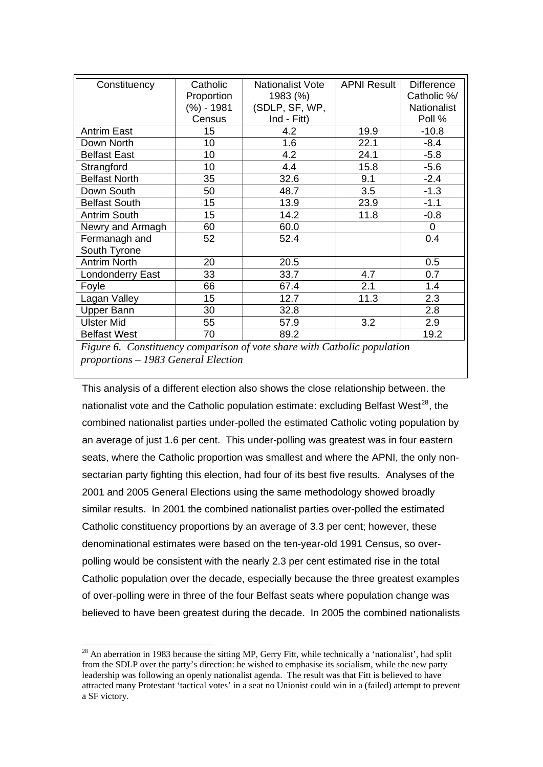| Constituency | Catholic Proportion (%) - 1981 Census | Nationalist Vote 1983 (%) (SDLP, SF, WP, Ind - Fitt) | APNI Result | Difference Catholic %/ Nationalist Poll % |
|---|---|---|---|---|
| Antrim East | 15 | 4.2 | 19.9 | -10.8 |
| Down North | 10 | 1.6 | 22.1 | -8.4 |
| Belfast East | 10 | 4.2 | 24.1 | -5.8 |
| Strangford | 10 | 4.4 | 15.8 | -5.6 |
| Belfast North | 35 | 32.6 | 9.1 | -2.4 |
| Down South | 50 | 48.7 | 3.5 | -1.3 |
| Belfast South | 15 | 13.9 | 23.9 | -1.1 |
| Antrim South | 15 | 14.2 | 11.8 | -0.8 |
| Newry and Armagh | 60 | 60.0 | | 0 |
| Fermanagh and South Tyrone | 52 | 52.4 | | 0.4 |
| Antrim North | 20 | 20.5 | | 0.5 |
| Londonderry East | 33 | 33.7 | 4.7 | 0.7 |
| Foyle | 66 | 67.4 | 2.1 | 1.4 |
| Lagan Valley | 15 | 12.7 | 11.3 | 2.3 |
| Upper Bann | 30 | 32.8 | | 2.8 |
| Ulster Mid | 55 | 57.9 | 3.2 | 2.9 |
| Belfast West | 70 | 89.2 | | 19.2 |

*Figure 6. Constituency comparison of vote share with Catholic population proportions – 1983 General Election*

This analysis of a different election also shows the close relationship between. the nationalist vote and the Catholic population estimate: excluding Belfast West[28], the combined nationalist parties under-polled the estimated Catholic voting population by an average of just 1.6 per cent. This under-polling was greatest was in four eastern seats, where the Catholic proportion was smallest and where the APNI, the only non-sectarian party fighting this election, had four of its best five results. Analyses of the 2001 and 2005 General Elections using the same methodology showed broadly similar results. In 2001 the combined nationalist parties over-polled the estimated Catholic constituency proportions by an average of 3.3 per cent; however, these denominational estimates were based on the ten-year-old 1991 Census, so over-polling would be consistent with the nearly 2.3 per cent estimated rise in the total Catholic population over the decade, especially because the three greatest examples of over-polling were in three of the four Belfast seats where population change was believed to have been greatest during the decade. In 2005 the combined nationalists

[28] An aberration in 1983 because the sitting MP, Gerry Fitt, while technically a 'nationalist', had split from the SDLP over the party's direction: he wished to emphasise its socialism, while the new party leadership was following an openly nationalist agenda. The result was that Fitt is believed to have attracted many Protestant 'tactical votes' in a seat no Unionist could win in a (failed) attempt to prevent a SF victory.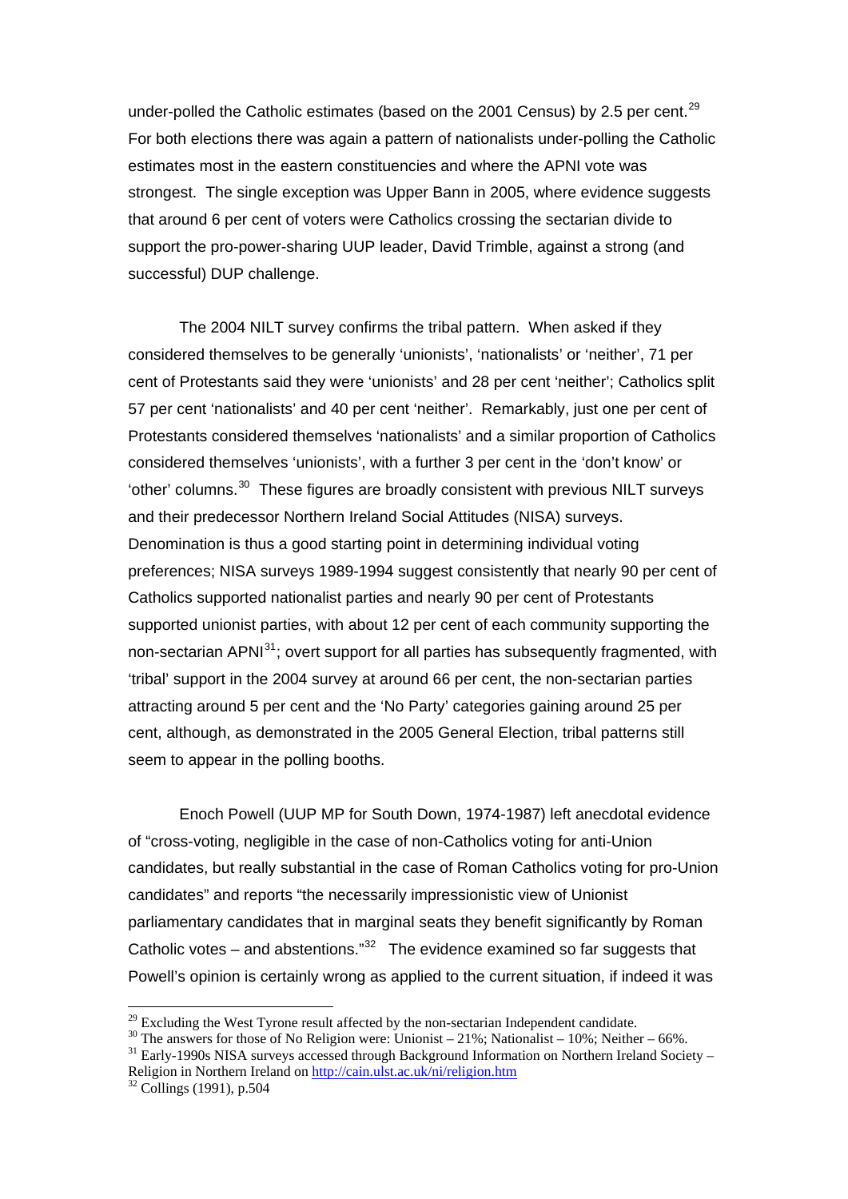under-polled the Catholic estimates (based on the 2001 Census) by 2.5 per cent.[29] For both elections there was again a pattern of nationalists under-polling the Catholic estimates most in the eastern constituencies and where the APNI vote was strongest. The single exception was Upper Bann in 2005, where evidence suggests that around 6 per cent of voters were Catholics crossing the sectarian divide to support the pro-power-sharing UUP leader, David Trimble, against a strong (and successful) DUP challenge.

The 2004 NILT survey confirms the tribal pattern. When asked if they considered themselves to be generally 'unionists', 'nationalists' or 'neither', 71 per cent of Protestants said they were 'unionists' and 28 per cent 'neither'; Catholics split 57 per cent 'nationalists' and 40 per cent 'neither'. Remarkably, just one per cent of Protestants considered themselves 'nationalists' and a similar proportion of Catholics considered themselves 'unionists', with a further 3 per cent in the 'don't know' or 'other' columns.[30] These figures are broadly consistent with previous NILT surveys and their predecessor Northern Ireland Social Attitudes (NISA) surveys. Denomination is thus a good starting point in determining individual voting preferences; NISA surveys 1989-1994 suggest consistently that nearly 90 per cent of Catholics supported nationalist parties and nearly 90 per cent of Protestants supported unionist parties, with about 12 per cent of each community supporting the non-sectarian APNI[31]; overt support for all parties has subsequently fragmented, with 'tribal' support in the 2004 survey at around 66 per cent, the non-sectarian parties attracting around 5 per cent and the 'No Party' categories gaining around 25 per cent, although, as demonstrated in the 2005 General Election, tribal patterns still seem to appear in the polling booths.

Enoch Powell (UUP MP for South Down, 1974-1987) left anecdotal evidence of "cross-voting, negligible in the case of non-Catholics voting for anti-Union candidates, but really substantial in the case of Roman Catholics voting for pro-Union candidates" and reports "the necessarily impressionistic view of Unionist parliamentary candidates that in marginal seats they benefit significantly by Roman Catholic votes – and abstentions."[32] The evidence examined so far suggests that Powell's opinion is certainly wrong as applied to the current situation, if indeed it was

---

[29] Excluding the West Tyrone result affected by the non-sectarian Independent candidate.

[30] The answers for those of No Religion were: Unionist – 21%; Nationalist – 10%; Neither – 66%.

[31] Early-1990s NISA surveys accessed through Background Information on Northern Ireland Society – Religion in Northern Ireland on http://cain.ulst.ac.uk/ni/religion.htm

[32] Collings (1991), p.504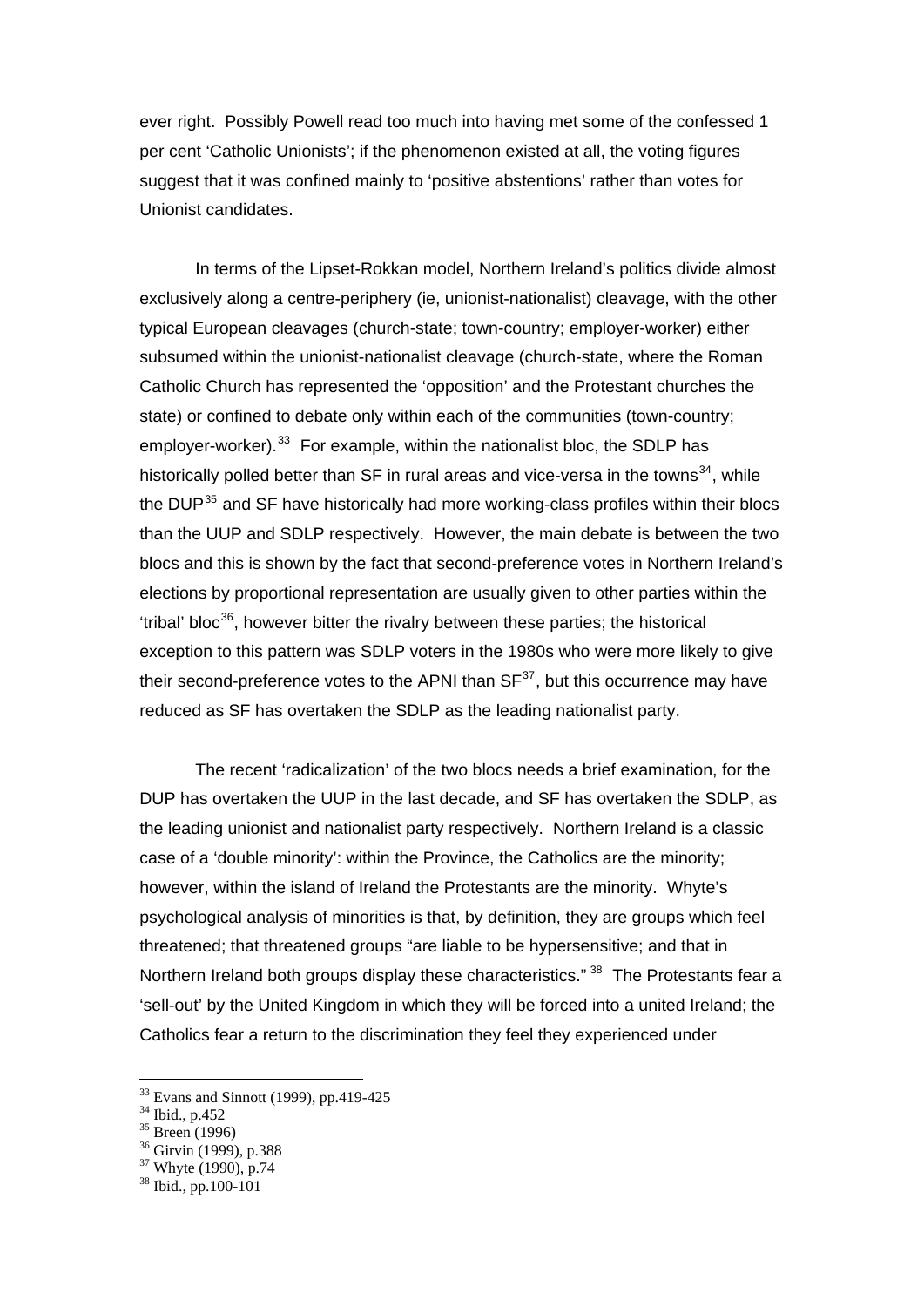ever right. Possibly Powell read too much into having met some of the confessed 1 per cent 'Catholic Unionists'; if the phenomenon existed at all, the voting figures suggest that it was confined mainly to 'positive abstentions' rather than votes for Unionist candidates.

In terms of the Lipset-Rokkan model, Northern Ireland's politics divide almost exclusively along a centre-periphery (ie, unionist-nationalist) cleavage, with the other typical European cleavages (church-state; town-country; employer-worker) either subsumed within the unionist-nationalist cleavage (church-state, where the Roman Catholic Church has represented the 'opposition' and the Protestant churches the state) or confined to debate only within each of the communities (town-country; employer-worker).[33] For example, within the nationalist bloc, the SDLP has historically polled better than SF in rural areas and vice-versa in the towns[34], while the DUP[35] and SF have historically had more working-class profiles within their blocs than the UUP and SDLP respectively. However, the main debate is between the two blocs and this is shown by the fact that second-preference votes in Northern Ireland's elections by proportional representation are usually given to other parties within the 'tribal' bloc[36], however bitter the rivalry between these parties; the historical exception to this pattern was SDLP voters in the 1980s who were more likely to give their second-preference votes to the APNI than SF[37], but this occurrence may have reduced as SF has overtaken the SDLP as the leading nationalist party.

The recent 'radicalization' of the two blocs needs a brief examination, for the DUP has overtaken the UUP in the last decade, and SF has overtaken the SDLP, as the leading unionist and nationalist party respectively. Northern Ireland is a classic case of a 'double minority': within the Province, the Catholics are the minority; however, within the island of Ireland the Protestants are the minority. Whyte's psychological analysis of minorities is that, by definition, they are groups which feel threatened; that threatened groups "are liable to be hypersensitive; and that in Northern Ireland both groups display these characteristics."[38] The Protestants fear a 'sell-out' by the United Kingdom in which they will be forced into a united Ireland; the Catholics fear a return to the discrimination they feel they experienced under

---

[33] Evans and Sinnott (1999), pp.419-425

[34] Ibid., p.452

[35] Breen (1996)

[36] Girvin (1999), p.388

[37] Whyte (1990), p.74

[38] Ibid., pp.100-101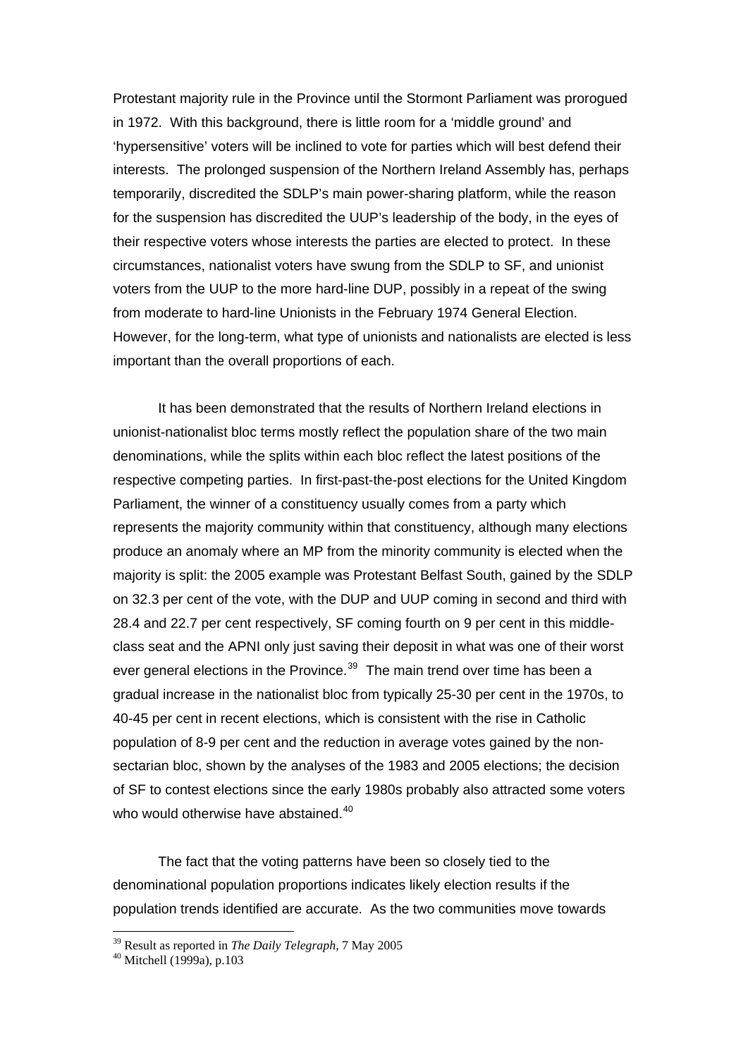Protestant majority rule in the Province until the Stormont Parliament was prorogued in 1972. With this background, there is little room for a 'middle ground' and 'hypersensitive' voters will be inclined to vote for parties which will best defend their interests. The prolonged suspension of the Northern Ireland Assembly has, perhaps temporarily, discredited the SDLP's main power-sharing platform, while the reason for the suspension has discredited the UUP's leadership of the body, in the eyes of their respective voters whose interests the parties are elected to protect. In these circumstances, nationalist voters have swung from the SDLP to SF, and unionist voters from the UUP to the more hard-line DUP, possibly in a repeat of the swing from moderate to hard-line Unionists in the February 1974 General Election. However, for the long-term, what type of unionists and nationalists are elected is less important than the overall proportions of each.

It has been demonstrated that the results of Northern Ireland elections in unionist-nationalist bloc terms mostly reflect the population share of the two main denominations, while the splits within each bloc reflect the latest positions of the respective competing parties. In first-past-the-post elections for the United Kingdom Parliament, the winner of a constituency usually comes from a party which represents the majority community within that constituency, although many elections produce an anomaly where an MP from the minority community is elected when the majority is split: the 2005 example was Protestant Belfast South, gained by the SDLP on 32.3 per cent of the vote, with the DUP and UUP coming in second and third with 28.4 and 22.7 per cent respectively, SF coming fourth on 9 per cent in this middle-class seat and the APNI only just saving their deposit in what was one of their worst ever general elections in the Province.[39] The main trend over time has been a gradual increase in the nationalist bloc from typically 25-30 per cent in the 1970s, to 40-45 per cent in recent elections, which is consistent with the rise in Catholic population of 8-9 per cent and the reduction in average votes gained by the non-sectarian bloc, shown by the analyses of the 1983 and 2005 elections; the decision of SF to contest elections since the early 1980s probably also attracted some voters who would otherwise have abstained.[40]

The fact that the voting patterns have been so closely tied to the denominational population proportions indicates likely election results if the population trends identified are accurate. As the two communities move towards

[39] Result as reported in *The Daily Telegraph*, 7 May 2005

[40] Mitchell (1999a), p.103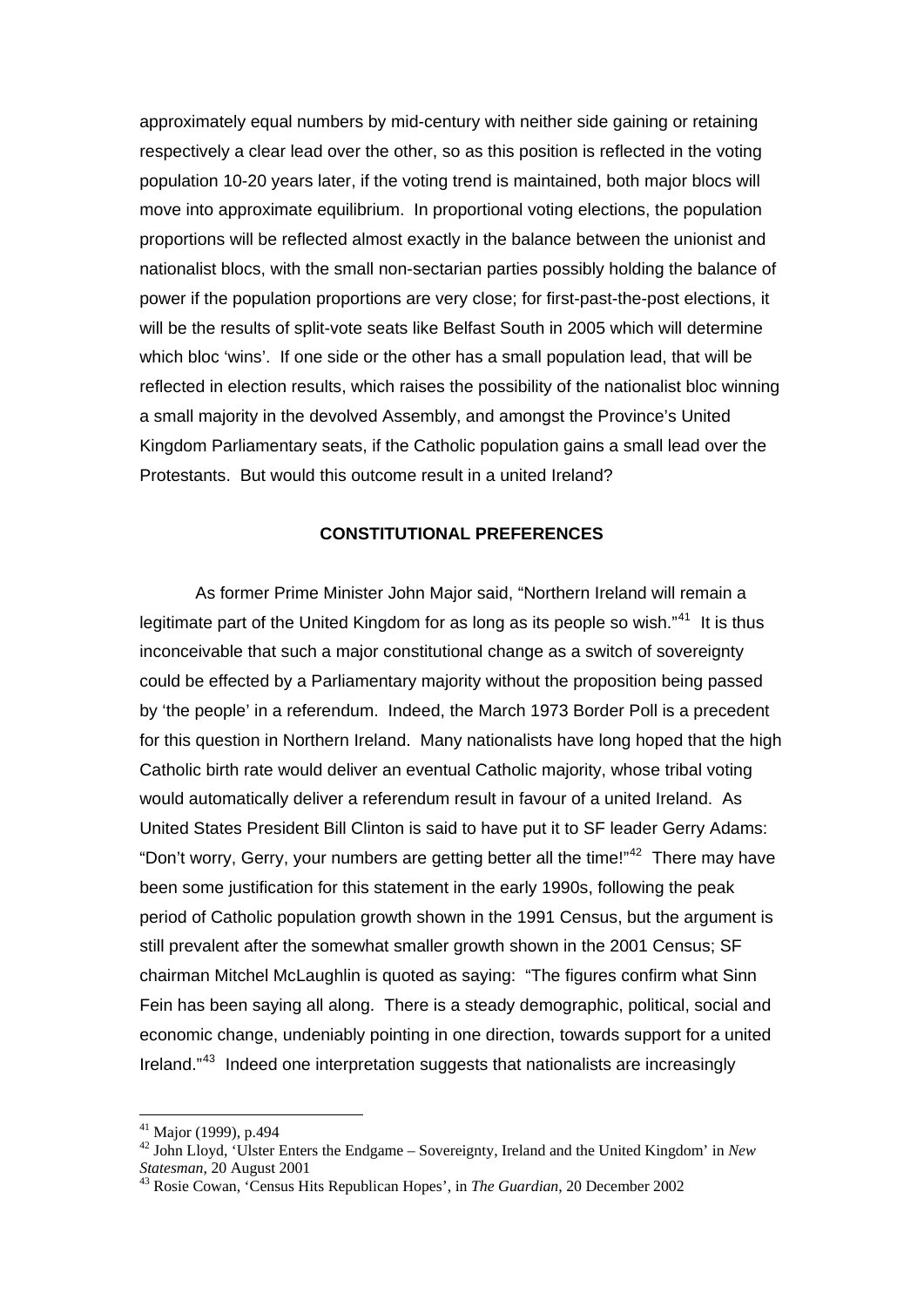approximately equal numbers by mid-century with neither side gaining or retaining respectively a clear lead over the other, so as this position is reflected in the voting population 10-20 years later, if the voting trend is maintained, both major blocs will move into approximate equilibrium. In proportional voting elections, the population proportions will be reflected almost exactly in the balance between the unionist and nationalist blocs, with the small non-sectarian parties possibly holding the balance of power if the population proportions are very close; for first-past-the-post elections, it will be the results of split-vote seats like Belfast South in 2005 which will determine which bloc 'wins'. If one side or the other has a small population lead, that will be reflected in election results, which raises the possibility of the nationalist bloc winning a small majority in the devolved Assembly, and amongst the Province's United Kingdom Parliamentary seats, if the Catholic population gains a small lead over the Protestants. But would this outcome result in a united Ireland?

## CONSTITUTIONAL PREFERENCES

As former Prime Minister John Major said, "Northern Ireland will remain a legitimate part of the United Kingdom for as long as its people so wish."[41] It is thus inconceivable that such a major constitutional change as a switch of sovereignty could be effected by a Parliamentary majority without the proposition being passed by 'the people' in a referendum. Indeed, the March 1973 Border Poll is a precedent for this question in Northern Ireland. Many nationalists have long hoped that the high Catholic birth rate would deliver an eventual Catholic majority, whose tribal voting would automatically deliver a referendum result in favour of a united Ireland. As United States President Bill Clinton is said to have put it to SF leader Gerry Adams: "Don't worry, Gerry, your numbers are getting better all the time!"[42] There may have been some justification for this statement in the early 1990s, following the peak period of Catholic population growth shown in the 1991 Census, but the argument is still prevalent after the somewhat smaller growth shown in the 2001 Census; SF chairman Mitchel McLaughlin is quoted as saying: "The figures confirm what Sinn Fein has been saying all along. There is a steady demographic, political, social and economic change, undeniably pointing in one direction, towards support for a united Ireland."[43] Indeed one interpretation suggests that nationalists are increasingly

---

[41] Major (1999), p.494

[42] John Lloyd, 'Ulster Enters the Endgame – Sovereignty, Ireland and the United Kingdom' in *New Statesman*, 20 August 2001

[43] Rosie Cowan, 'Census Hits Republican Hopes', in *The Guardian*, 20 December 2002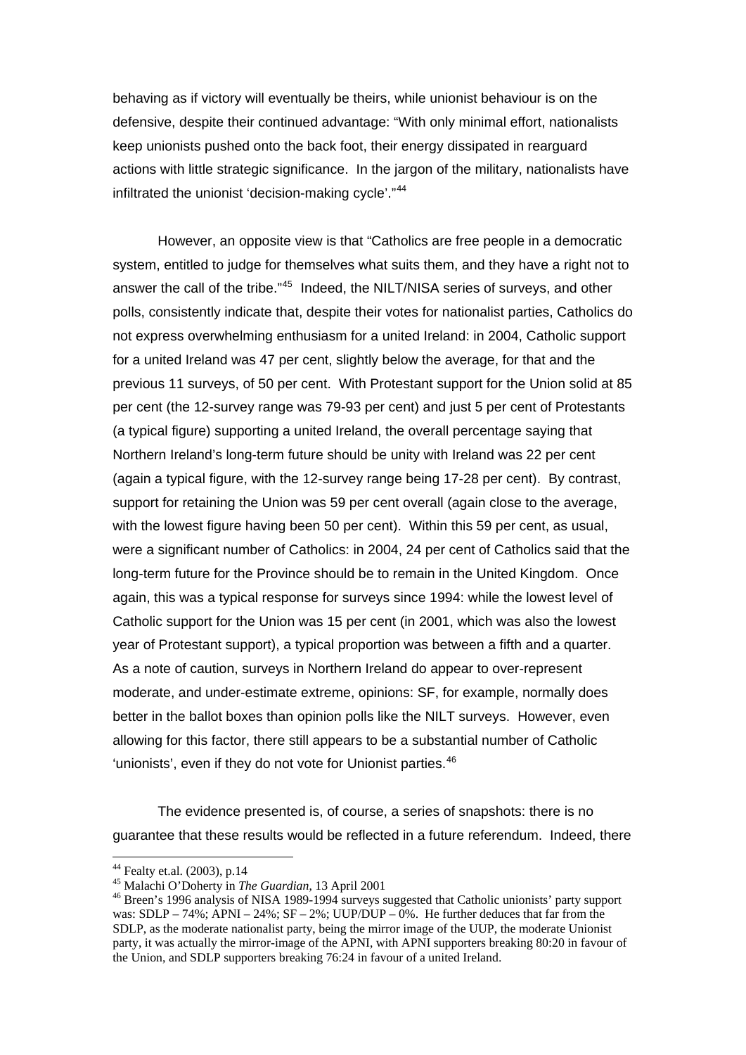behaving as if victory will eventually be theirs, while unionist behaviour is on the defensive, despite their continued advantage: "With only minimal effort, nationalists keep unionists pushed onto the back foot, their energy dissipated in rearguard actions with little strategic significance. In the jargon of the military, nationalists have infiltrated the unionist 'decision-making cycle'."[44]

However, an opposite view is that "Catholics are free people in a democratic system, entitled to judge for themselves what suits them, and they have a right not to answer the call of the tribe."[45] Indeed, the NILT/NISA series of surveys, and other polls, consistently indicate that, despite their votes for nationalist parties, Catholics do not express overwhelming enthusiasm for a united Ireland: in 2004, Catholic support for a united Ireland was 47 per cent, slightly below the average, for that and the previous 11 surveys, of 50 per cent. With Protestant support for the Union solid at 85 per cent (the 12-survey range was 79-93 per cent) and just 5 per cent of Protestants (a typical figure) supporting a united Ireland, the overall percentage saying that Northern Ireland's long-term future should be unity with Ireland was 22 per cent (again a typical figure, with the 12-survey range being 17-28 per cent). By contrast, support for retaining the Union was 59 per cent overall (again close to the average, with the lowest figure having been 50 per cent). Within this 59 per cent, as usual, were a significant number of Catholics: in 2004, 24 per cent of Catholics said that the long-term future for the Province should be to remain in the United Kingdom. Once again, this was a typical response for surveys since 1994: while the lowest level of Catholic support for the Union was 15 per cent (in 2001, which was also the lowest year of Protestant support), a typical proportion was between a fifth and a quarter. As a note of caution, surveys in Northern Ireland do appear to over-represent moderate, and under-estimate extreme, opinions: SF, for example, normally does better in the ballot boxes than opinion polls like the NILT surveys. However, even allowing for this factor, there still appears to be a substantial number of Catholic 'unionists', even if they do not vote for Unionist parties.[46]

The evidence presented is, of course, a series of snapshots: there is no guarantee that these results would be reflected in a future referendum. Indeed, there

---

[44] Fealty et.al. (2003), p.14

[45] Malachi O'Doherty in *The Guardian*, 13 April 2001

[46] Breen's 1996 analysis of NISA 1989-1994 surveys suggested that Catholic unionists' party support was: SDLP – 74%; APNI – 24%; SF – 2%; UUP/DUP – 0%. He further deduces that far from the SDLP, as the moderate nationalist party, being the mirror image of the UUP, the moderate Unionist party, it was actually the mirror-image of the APNI, with APNI supporters breaking 80:20 in favour of the Union, and SDLP supporters breaking 76:24 in favour of a united Ireland.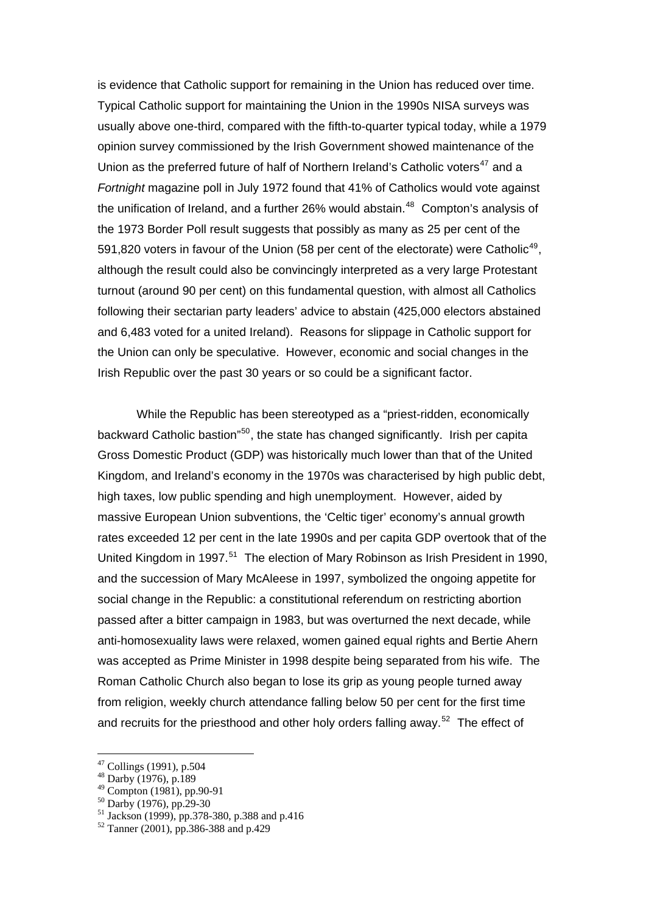is evidence that Catholic support for remaining in the Union has reduced over time. Typical Catholic support for maintaining the Union in the 1990s NISA surveys was usually above one-third, compared with the fifth-to-quarter typical today, while a 1979 opinion survey commissioned by the Irish Government showed maintenance of the Union as the preferred future of half of Northern Ireland's Catholic voters[47] and a *Fortnight* magazine poll in July 1972 found that 41% of Catholics would vote against the unification of Ireland, and a further 26% would abstain.[48] Compton's analysis of the 1973 Border Poll result suggests that possibly as many as 25 per cent of the 591,820 voters in favour of the Union (58 per cent of the electorate) were Catholic[49], although the result could also be convincingly interpreted as a very large Protestant turnout (around 90 per cent) on this fundamental question, with almost all Catholics following their sectarian party leaders' advice to abstain (425,000 electors abstained and 6,483 voted for a united Ireland). Reasons for slippage in Catholic support for the Union can only be speculative. However, economic and social changes in the Irish Republic over the past 30 years or so could be a significant factor.

While the Republic has been stereotyped as a "priest-ridden, economically backward Catholic bastion"[50], the state has changed significantly. Irish per capita Gross Domestic Product (GDP) was historically much lower than that of the United Kingdom, and Ireland's economy in the 1970s was characterised by high public debt, high taxes, low public spending and high unemployment. However, aided by massive European Union subventions, the 'Celtic tiger' economy's annual growth rates exceeded 12 per cent in the late 1990s and per capita GDP overtook that of the United Kingdom in 1997.[51] The election of Mary Robinson as Irish President in 1990, and the succession of Mary McAleese in 1997, symbolized the ongoing appetite for social change in the Republic: a constitutional referendum on restricting abortion passed after a bitter campaign in 1983, but was overturned the next decade, while anti-homosexuality laws were relaxed, women gained equal rights and Bertie Ahern was accepted as Prime Minister in 1998 despite being separated from his wife. The Roman Catholic Church also began to lose its grip as young people turned away from religion, weekly church attendance falling below 50 per cent for the first time and recruits for the priesthood and other holy orders falling away.[52] The effect of

---

[47] Collings (1991), p.504

[48] Darby (1976), p.189

[49] Compton (1981), pp.90-91

[50] Darby (1976), pp.29-30

[51] Jackson (1999), pp.378-380, p.388 and p.416

[52] Tanner (2001), pp.386-388 and p.429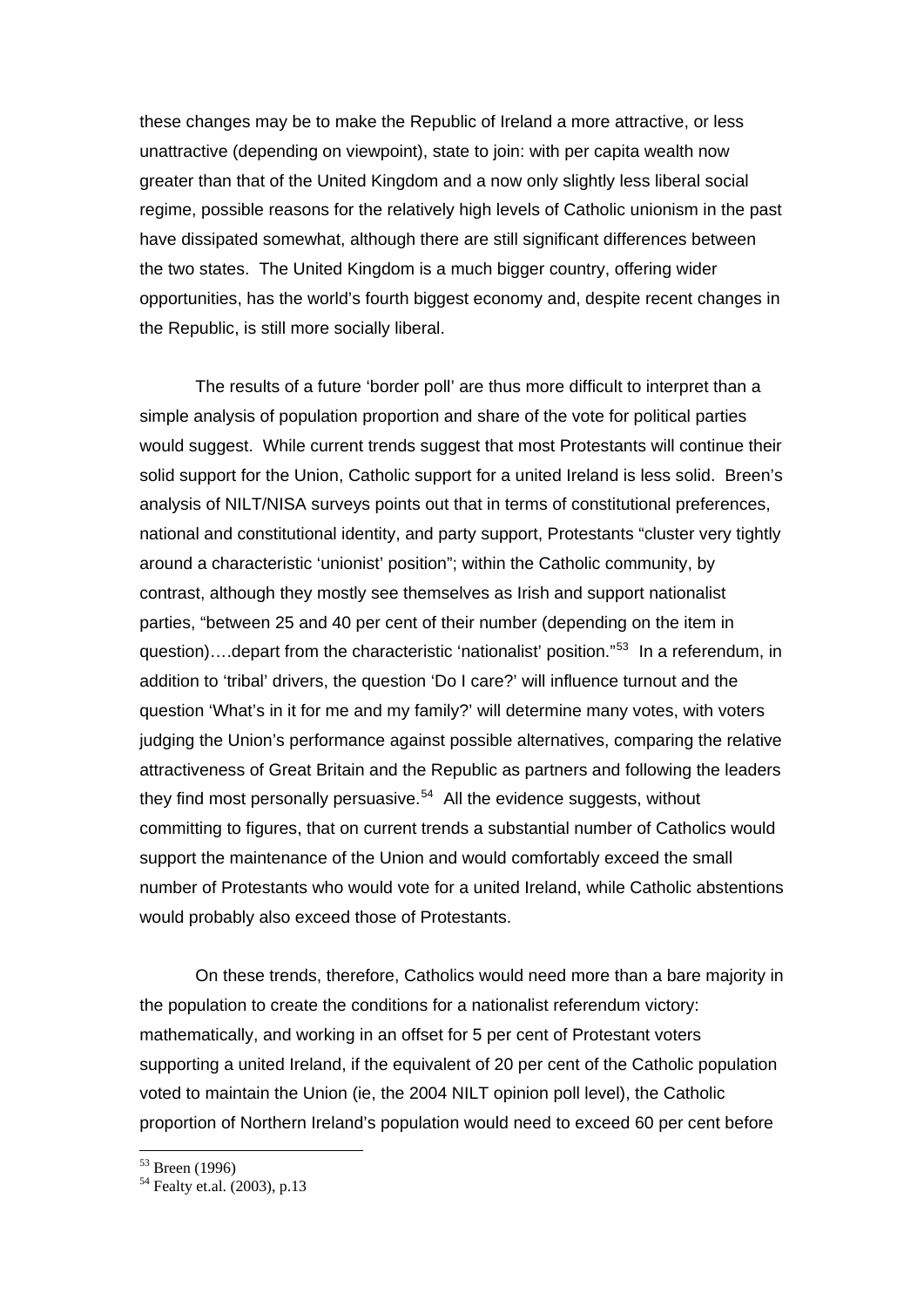these changes may be to make the Republic of Ireland a more attractive, or less unattractive (depending on viewpoint), state to join: with per capita wealth now greater than that of the United Kingdom and a now only slightly less liberal social regime, possible reasons for the relatively high levels of Catholic unionism in the past have dissipated somewhat, although there are still significant differences between the two states. The United Kingdom is a much bigger country, offering wider opportunities, has the world's fourth biggest economy and, despite recent changes in the Republic, is still more socially liberal.

The results of a future 'border poll' are thus more difficult to interpret than a simple analysis of population proportion and share of the vote for political parties would suggest. While current trends suggest that most Protestants will continue their solid support for the Union, Catholic support for a united Ireland is less solid. Breen's analysis of NILT/NISA surveys points out that in terms of constitutional preferences, national and constitutional identity, and party support, Protestants "cluster very tightly around a characteristic 'unionist' position"; within the Catholic community, by contrast, although they mostly see themselves as Irish and support nationalist parties, "between 25 and 40 per cent of their number (depending on the item in question)….depart from the characteristic 'nationalist' position."[53] In a referendum, in addition to 'tribal' drivers, the question 'Do I care?' will influence turnout and the question 'What's in it for me and my family?' will determine many votes, with voters judging the Union's performance against possible alternatives, comparing the relative attractiveness of Great Britain and the Republic as partners and following the leaders they find most personally persuasive.[54] All the evidence suggests, without committing to figures, that on current trends a substantial number of Catholics would support the maintenance of the Union and would comfortably exceed the small number of Protestants who would vote for a united Ireland, while Catholic abstentions would probably also exceed those of Protestants.

On these trends, therefore, Catholics would need more than a bare majority in the population to create the conditions for a nationalist referendum victory: mathematically, and working in an offset for 5 per cent of Protestant voters supporting a united Ireland, if the equivalent of 20 per cent of the Catholic population voted to maintain the Union (ie, the 2004 NILT opinion poll level), the Catholic proportion of Northern Ireland's population would need to exceed 60 per cent before

[53] Breen (1996)

[54] Fealty et.al. (2003), p.13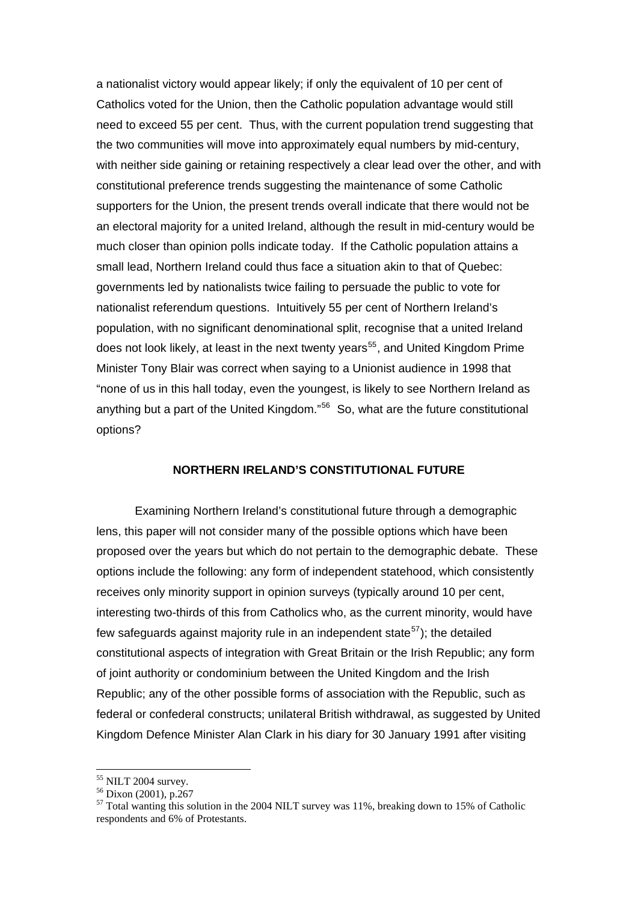a nationalist victory would appear likely; if only the equivalent of 10 per cent of Catholics voted for the Union, then the Catholic population advantage would still need to exceed 55 per cent. Thus, with the current population trend suggesting that the two communities will move into approximately equal numbers by mid-century, with neither side gaining or retaining respectively a clear lead over the other, and with constitutional preference trends suggesting the maintenance of some Catholic supporters for the Union, the present trends overall indicate that there would not be an electoral majority for a united Ireland, although the result in mid-century would be much closer than opinion polls indicate today. If the Catholic population attains a small lead, Northern Ireland could thus face a situation akin to that of Quebec: governments led by nationalists twice failing to persuade the public to vote for nationalist referendum questions. Intuitively 55 per cent of Northern Ireland's population, with no significant denominational split, recognise that a united Ireland does not look likely, at least in the next twenty years[55], and United Kingdom Prime Minister Tony Blair was correct when saying to a Unionist audience in 1998 that "none of us in this hall today, even the youngest, is likely to see Northern Ireland as anything but a part of the United Kingdom."[56] So, what are the future constitutional options?

## NORTHERN IRELAND'S CONSTITUTIONAL FUTURE

Examining Northern Ireland's constitutional future through a demographic lens, this paper will not consider many of the possible options which have been proposed over the years but which do not pertain to the demographic debate. These options include the following: any form of independent statehood, which consistently receives only minority support in opinion surveys (typically around 10 per cent, interesting two-thirds of this from Catholics who, as the current minority, would have few safeguards against majority rule in an independent state[57]); the detailed constitutional aspects of integration with Great Britain or the Irish Republic; any form of joint authority or condominium between the United Kingdom and the Irish Republic; any of the other possible forms of association with the Republic, such as federal or confederal constructs; unilateral British withdrawal, as suggested by United Kingdom Defence Minister Alan Clark in his diary for 30 January 1991 after visiting

---

[55] NILT 2004 survey.

[56] Dixon (2001), p.267

[57] Total wanting this solution in the 2004 NILT survey was 11%, breaking down to 15% of Catholic respondents and 6% of Protestants.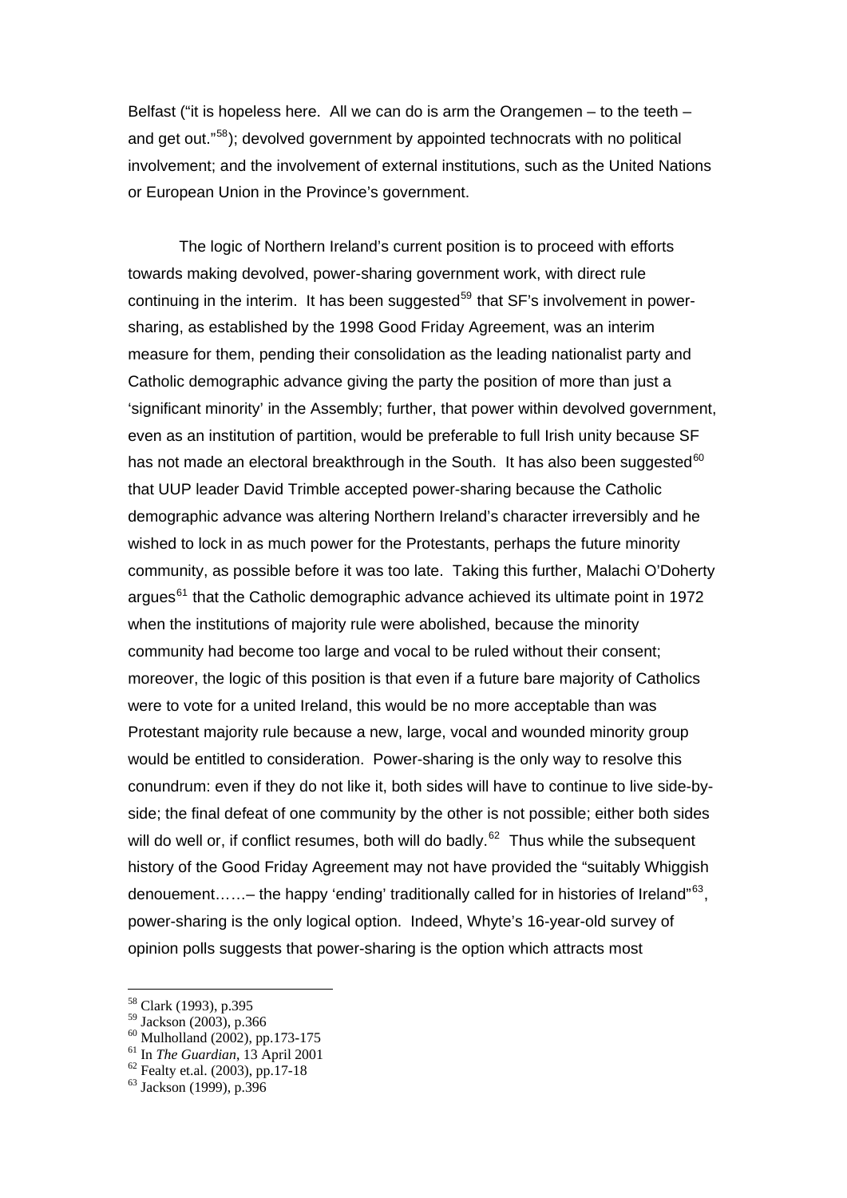Belfast ("it is hopeless here. All we can do is arm the Orangemen – to the teeth – and get out."[58]); devolved government by appointed technocrats with no political involvement; and the involvement of external institutions, such as the United Nations or European Union in the Province's government.

The logic of Northern Ireland's current position is to proceed with efforts towards making devolved, power-sharing government work, with direct rule continuing in the interim. It has been suggested[59] that SF's involvement in power-sharing, as established by the 1998 Good Friday Agreement, was an interim measure for them, pending their consolidation as the leading nationalist party and Catholic demographic advance giving the party the position of more than just a 'significant minority' in the Assembly; further, that power within devolved government, even as an institution of partition, would be preferable to full Irish unity because SF has not made an electoral breakthrough in the South. It has also been suggested[60] that UUP leader David Trimble accepted power-sharing because the Catholic demographic advance was altering Northern Ireland's character irreversibly and he wished to lock in as much power for the Protestants, perhaps the future minority community, as possible before it was too late. Taking this further, Malachi O'Doherty argues[61] that the Catholic demographic advance achieved its ultimate point in 1972 when the institutions of majority rule were abolished, because the minority community had become too large and vocal to be ruled without their consent; moreover, the logic of this position is that even if a future bare majority of Catholics were to vote for a united Ireland, this would be no more acceptable than was Protestant majority rule because a new, large, vocal and wounded minority group would be entitled to consideration. Power-sharing is the only way to resolve this conundrum: even if they do not like it, both sides will have to continue to live side-by-side; the final defeat of one community by the other is not possible; either both sides will do well or, if conflict resumes, both will do badly.[62] Thus while the subsequent history of the Good Friday Agreement may not have provided the "suitably Whiggish denouement……– the happy 'ending' traditionally called for in histories of Ireland"[63], power-sharing is the only logical option. Indeed, Whyte's 16-year-old survey of opinion polls suggests that power-sharing is the option which attracts most

---

[58] Clark (1993), p.395
[59] Jackson (2003), p.366
[60] Mulholland (2002), pp.173-175
[61] In *The Guardian*, 13 April 2001
[62] Fealty et.al. (2003), pp.17-18
[63] Jackson (1999), p.396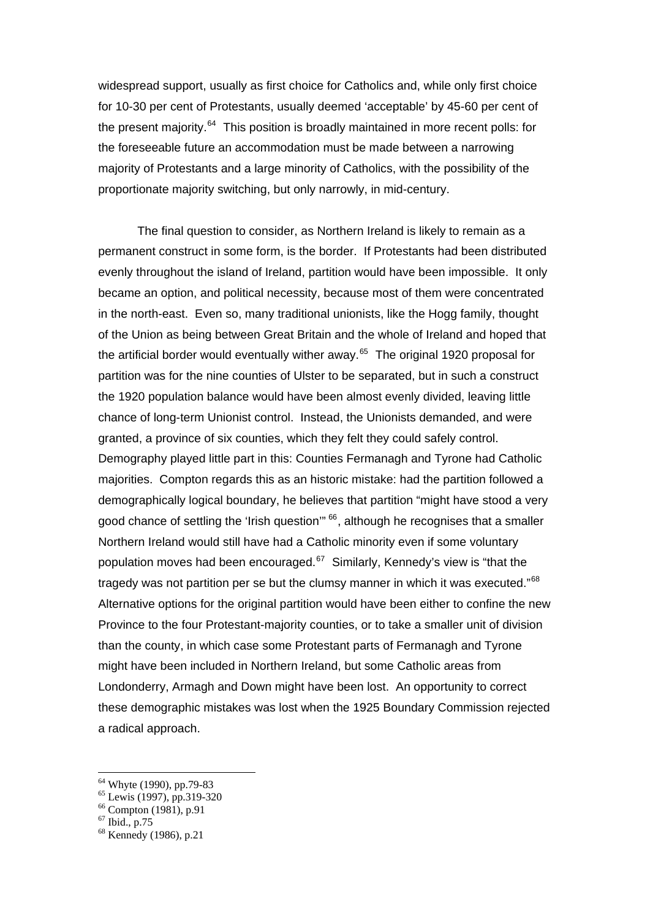widespread support, usually as first choice for Catholics and, while only first choice for 10-30 per cent of Protestants, usually deemed 'acceptable' by 45-60 per cent of the present majority.[64] This position is broadly maintained in more recent polls: for the foreseeable future an accommodation must be made between a narrowing majority of Protestants and a large minority of Catholics, with the possibility of the proportionate majority switching, but only narrowly, in mid-century.

The final question to consider, as Northern Ireland is likely to remain as a permanent construct in some form, is the border. If Protestants had been distributed evenly throughout the island of Ireland, partition would have been impossible. It only became an option, and political necessity, because most of them were concentrated in the north-east. Even so, many traditional unionists, like the Hogg family, thought of the Union as being between Great Britain and the whole of Ireland and hoped that the artificial border would eventually wither away.[65] The original 1920 proposal for partition was for the nine counties of Ulster to be separated, but in such a construct the 1920 population balance would have been almost evenly divided, leaving little chance of long-term Unionist control. Instead, the Unionists demanded, and were granted, a province of six counties, which they felt they could safely control. Demography played little part in this: Counties Fermanagh and Tyrone had Catholic majorities. Compton regards this as an historic mistake: had the partition followed a demographically logical boundary, he believes that partition "might have stood a very good chance of settling the 'Irish question'"[66], although he recognises that a smaller Northern Ireland would still have had a Catholic minority even if some voluntary population moves had been encouraged.[67] Similarly, Kennedy's view is "that the tragedy was not partition per se but the clumsy manner in which it was executed."[68] Alternative options for the original partition would have been either to confine the new Province to the four Protestant-majority counties, or to take a smaller unit of division than the county, in which case some Protestant parts of Fermanagh and Tyrone might have been included in Northern Ireland, but some Catholic areas from Londonderry, Armagh and Down might have been lost. An opportunity to correct these demographic mistakes was lost when the 1925 Boundary Commission rejected a radical approach.

---

[64] Whyte (1990), pp.79-83
[65] Lewis (1997), pp.319-320
[66] Compton (1981), p.91
[67] Ibid., p.75
[68] Kennedy (1986), p.21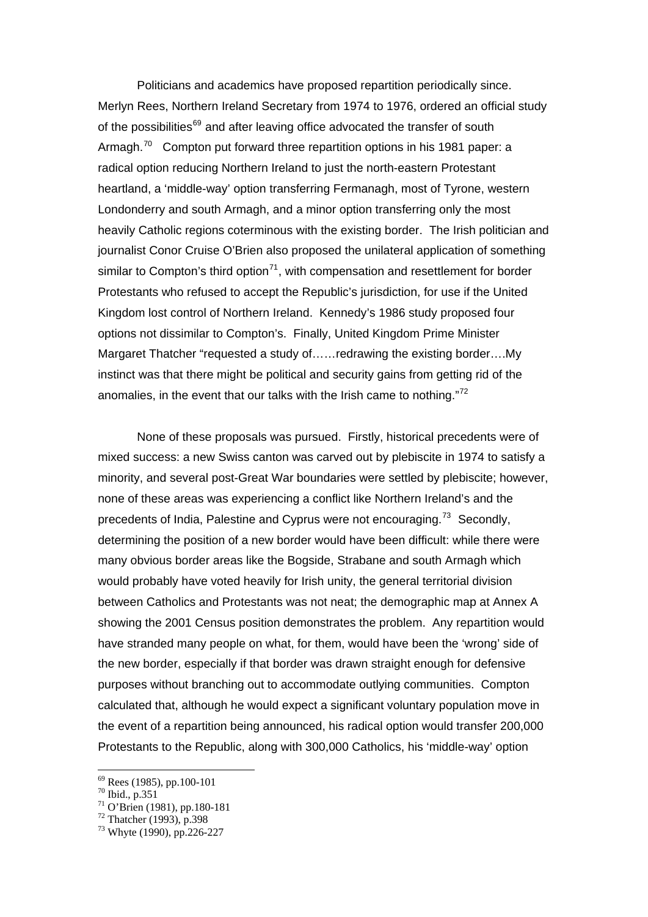Politicians and academics have proposed repartition periodically since. Merlyn Rees, Northern Ireland Secretary from 1974 to 1976, ordered an official study of the possibilities[69] and after leaving office advocated the transfer of south Armagh.[70] Compton put forward three repartition options in his 1981 paper: a radical option reducing Northern Ireland to just the north-eastern Protestant heartland, a 'middle-way' option transferring Fermanagh, most of Tyrone, western Londonderry and south Armagh, and a minor option transferring only the most heavily Catholic regions coterminous with the existing border. The Irish politician and journalist Conor Cruise O'Brien also proposed the unilateral application of something similar to Compton's third option[71], with compensation and resettlement for border Protestants who refused to accept the Republic's jurisdiction, for use if the United Kingdom lost control of Northern Ireland. Kennedy's 1986 study proposed four options not dissimilar to Compton's. Finally, United Kingdom Prime Minister Margaret Thatcher "requested a study of……redrawing the existing border….My instinct was that there might be political and security gains from getting rid of the anomalies, in the event that our talks with the Irish came to nothing."[72]

None of these proposals was pursued. Firstly, historical precedents were of mixed success: a new Swiss canton was carved out by plebiscite in 1974 to satisfy a minority, and several post-Great War boundaries were settled by plebiscite; however, none of these areas was experiencing a conflict like Northern Ireland's and the precedents of India, Palestine and Cyprus were not encouraging.[73] Secondly, determining the position of a new border would have been difficult: while there were many obvious border areas like the Bogside, Strabane and south Armagh which would probably have voted heavily for Irish unity, the general territorial division between Catholics and Protestants was not neat; the demographic map at Annex A showing the 2001 Census position demonstrates the problem. Any repartition would have stranded many people on what, for them, would have been the 'wrong' side of the new border, especially if that border was drawn straight enough for defensive purposes without branching out to accommodate outlying communities. Compton calculated that, although he would expect a significant voluntary population move in the event of a repartition being announced, his radical option would transfer 200,000 Protestants to the Republic, along with 300,000 Catholics, his 'middle-way' option

---

[69] Rees (1985), pp.100-101

[70] Ibid., p.351

[71] O'Brien (1981), pp.180-181

[72] Thatcher (1993), p.398

[73] Whyte (1990), pp.226-227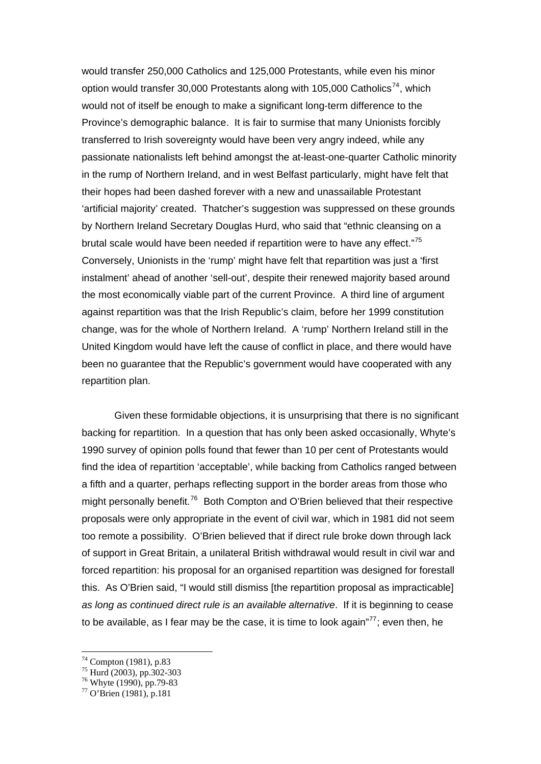would transfer 250,000 Catholics and 125,000 Protestants, while even his minor option would transfer 30,000 Protestants along with 105,000 Catholics[74], which would not of itself be enough to make a significant long-term difference to the Province's demographic balance. It is fair to surmise that many Unionists forcibly transferred to Irish sovereignty would have been very angry indeed, while any passionate nationalists left behind amongst the at-least-one-quarter Catholic minority in the rump of Northern Ireland, and in west Belfast particularly, might have felt that their hopes had been dashed forever with a new and unassailable Protestant 'artificial majority' created. Thatcher's suggestion was suppressed on these grounds by Northern Ireland Secretary Douglas Hurd, who said that "ethnic cleansing on a brutal scale would have been needed if repartition were to have any effect."[75] Conversely, Unionists in the 'rump' might have felt that repartition was just a 'first instalment' ahead of another 'sell-out', despite their renewed majority based around the most economically viable part of the current Province. A third line of argument against repartition was that the Irish Republic's claim, before her 1999 constitution change, was for the whole of Northern Ireland. A 'rump' Northern Ireland still in the United Kingdom would have left the cause of conflict in place, and there would have been no guarantee that the Republic's government would have cooperated with any repartition plan.

Given these formidable objections, it is unsurprising that there is no significant backing for repartition. In a question that has only been asked occasionally, Whyte's 1990 survey of opinion polls found that fewer than 10 per cent of Protestants would find the idea of repartition 'acceptable', while backing from Catholics ranged between a fifth and a quarter, perhaps reflecting support in the border areas from those who might personally benefit.[76] Both Compton and O'Brien believed that their respective proposals were only appropriate in the event of civil war, which in 1981 did not seem too remote a possibility. O'Brien believed that if direct rule broke down through lack of support in Great Britain, a unilateral British withdrawal would result in civil war and forced repartition: his proposal for an organised repartition was designed for forestall this. As O'Brien said, "I would still dismiss [the repartition proposal as impracticable] *as long as continued direct rule is an available alternative*. If it is beginning to cease to be available, as I fear may be the case, it is time to look again"[77]; even then, he

---

[74] Compton (1981), p.83
[75] Hurd (2003), pp.302-303
[76] Whyte (1990), pp.79-83
[77] O'Brien (1981), p.181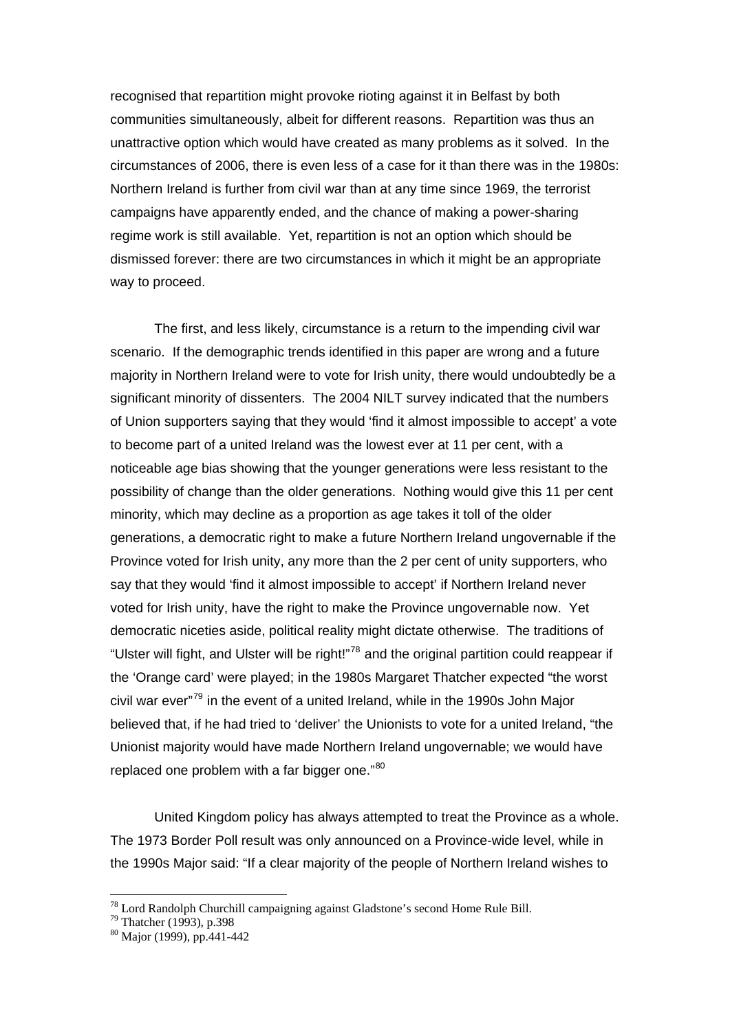recognised that repartition might provoke rioting against it in Belfast by both communities simultaneously, albeit for different reasons. Repartition was thus an unattractive option which would have created as many problems as it solved. In the circumstances of 2006, there is even less of a case for it than there was in the 1980s: Northern Ireland is further from civil war than at any time since 1969, the terrorist campaigns have apparently ended, and the chance of making a power-sharing regime work is still available. Yet, repartition is not an option which should be dismissed forever: there are two circumstances in which it might be an appropriate way to proceed.

The first, and less likely, circumstance is a return to the impending civil war scenario. If the demographic trends identified in this paper are wrong and a future majority in Northern Ireland were to vote for Irish unity, there would undoubtedly be a significant minority of dissenters. The 2004 NILT survey indicated that the numbers of Union supporters saying that they would 'find it almost impossible to accept' a vote to become part of a united Ireland was the lowest ever at 11 per cent, with a noticeable age bias showing that the younger generations were less resistant to the possibility of change than the older generations. Nothing would give this 11 per cent minority, which may decline as a proportion as age takes it toll of the older generations, a democratic right to make a future Northern Ireland ungovernable if the Province voted for Irish unity, any more than the 2 per cent of unity supporters, who say that they would 'find it almost impossible to accept' if Northern Ireland never voted for Irish unity, have the right to make the Province ungovernable now. Yet democratic niceties aside, political reality might dictate otherwise. The traditions of "Ulster will fight, and Ulster will be right!"[78] and the original partition could reappear if the 'Orange card' were played; in the 1980s Margaret Thatcher expected "the worst civil war ever"[79] in the event of a united Ireland, while in the 1990s John Major believed that, if he had tried to 'deliver' the Unionists to vote for a united Ireland, "the Unionist majority would have made Northern Ireland ungovernable; we would have replaced one problem with a far bigger one."[80]

United Kingdom policy has always attempted to treat the Province as a whole. The 1973 Border Poll result was only announced on a Province-wide level, while in the 1990s Major said: "If a clear majority of the people of Northern Ireland wishes to

---

[78] Lord Randolph Churchill campaigning against Gladstone's second Home Rule Bill.

[79] Thatcher (1993), p.398

[80] Major (1999), pp.441-442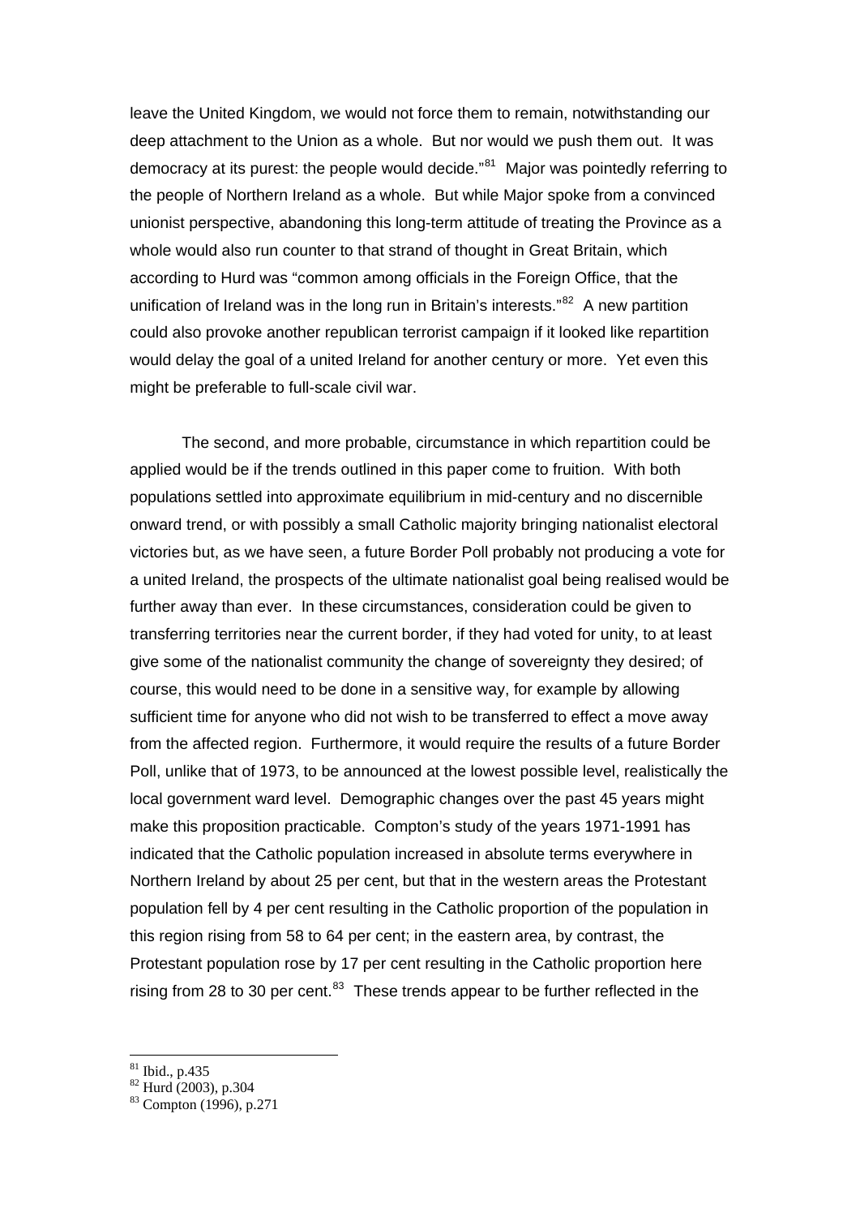leave the United Kingdom, we would not force them to remain, notwithstanding our deep attachment to the Union as a whole. But nor would we push them out. It was democracy at its purest: the people would decide."[81] Major was pointedly referring to the people of Northern Ireland as a whole. But while Major spoke from a convinced unionist perspective, abandoning this long-term attitude of treating the Province as a whole would also run counter to that strand of thought in Great Britain, which according to Hurd was "common among officials in the Foreign Office, that the unification of Ireland was in the long run in Britain's interests."[82] A new partition could also provoke another republican terrorist campaign if it looked like repartition would delay the goal of a united Ireland for another century or more. Yet even this might be preferable to full-scale civil war.

The second, and more probable, circumstance in which repartition could be applied would be if the trends outlined in this paper come to fruition. With both populations settled into approximate equilibrium in mid-century and no discernible onward trend, or with possibly a small Catholic majority bringing nationalist electoral victories but, as we have seen, a future Border Poll probably not producing a vote for a united Ireland, the prospects of the ultimate nationalist goal being realised would be further away than ever. In these circumstances, consideration could be given to transferring territories near the current border, if they had voted for unity, to at least give some of the nationalist community the change of sovereignty they desired; of course, this would need to be done in a sensitive way, for example by allowing sufficient time for anyone who did not wish to be transferred to effect a move away from the affected region. Furthermore, it would require the results of a future Border Poll, unlike that of 1973, to be announced at the lowest possible level, realistically the local government ward level. Demographic changes over the past 45 years might make this proposition practicable. Compton's study of the years 1971-1991 has indicated that the Catholic population increased in absolute terms everywhere in Northern Ireland by about 25 per cent, but that in the western areas the Protestant population fell by 4 per cent resulting in the Catholic proportion of the population in this region rising from 58 to 64 per cent; in the eastern area, by contrast, the Protestant population rose by 17 per cent resulting in the Catholic proportion here rising from 28 to 30 per cent.[83] These trends appear to be further reflected in the

---

[81] Ibid., p.435

[82] Hurd (2003), p.304

[83] Compton (1996), p.271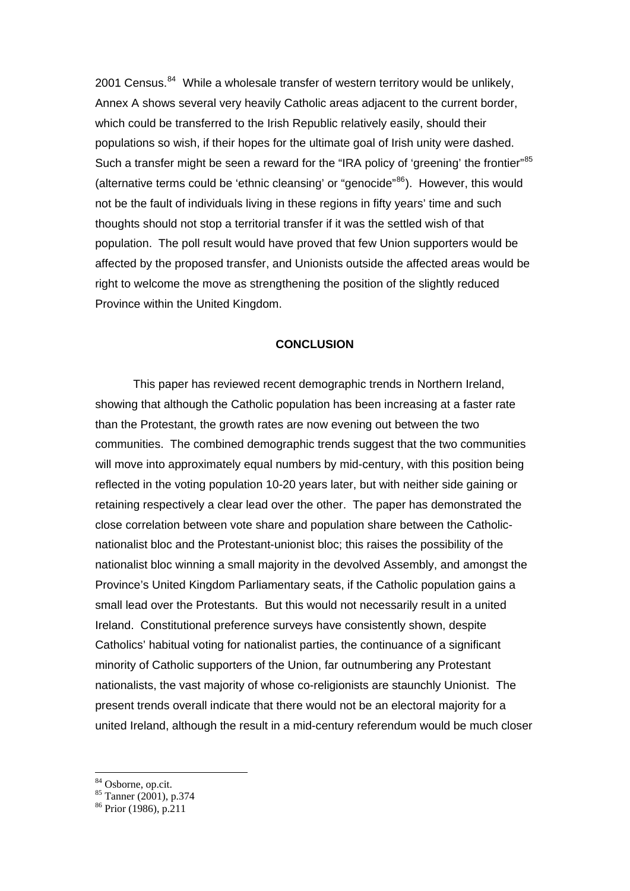2001 Census.[84] While a wholesale transfer of western territory would be unlikely, Annex A shows several very heavily Catholic areas adjacent to the current border, which could be transferred to the Irish Republic relatively easily, should their populations so wish, if their hopes for the ultimate goal of Irish unity were dashed. Such a transfer might be seen a reward for the "IRA policy of 'greening' the frontier"[85] (alternative terms could be 'ethnic cleansing' or "genocide"[86]). However, this would not be the fault of individuals living in these regions in fifty years' time and such thoughts should not stop a territorial transfer if it was the settled wish of that population. The poll result would have proved that few Union supporters would be affected by the proposed transfer, and Unionists outside the affected areas would be right to welcome the move as strengthening the position of the slightly reduced Province within the United Kingdom.

## CONCLUSION

This paper has reviewed recent demographic trends in Northern Ireland, showing that although the Catholic population has been increasing at a faster rate than the Protestant, the growth rates are now evening out between the two communities. The combined demographic trends suggest that the two communities will move into approximately equal numbers by mid-century, with this position being reflected in the voting population 10-20 years later, but with neither side gaining or retaining respectively a clear lead over the other. The paper has demonstrated the close correlation between vote share and population share between the Catholic-nationalist bloc and the Protestant-unionist bloc; this raises the possibility of the nationalist bloc winning a small majority in the devolved Assembly, and amongst the Province's United Kingdom Parliamentary seats, if the Catholic population gains a small lead over the Protestants. But this would not necessarily result in a united Ireland. Constitutional preference surveys have consistently shown, despite Catholics' habitual voting for nationalist parties, the continuance of a significant minority of Catholic supporters of the Union, far outnumbering any Protestant nationalists, the vast majority of whose co-religionists are staunchly Unionist. The present trends overall indicate that there would not be an electoral majority for a united Ireland, although the result in a mid-century referendum would be much closer

---

[84] Osborne, op.cit.

[85] Tanner (2001), p.374

[86] Prior (1986), p.211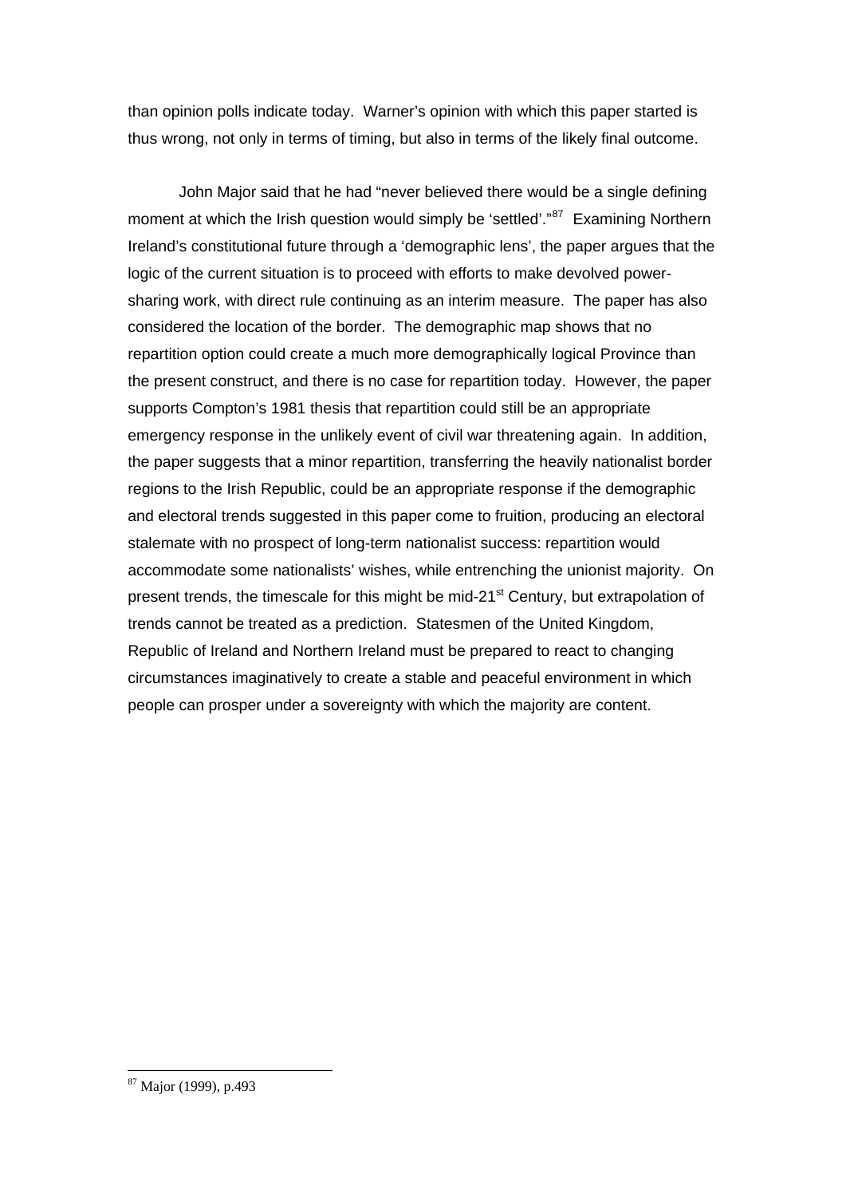than opinion polls indicate today. Warner's opinion with which this paper started is thus wrong, not only in terms of timing, but also in terms of the likely final outcome.

John Major said that he had "never believed there would be a single defining moment at which the Irish question would simply be 'settled'."[87] Examining Northern Ireland's constitutional future through a 'demographic lens', the paper argues that the logic of the current situation is to proceed with efforts to make devolved power-sharing work, with direct rule continuing as an interim measure. The paper has also considered the location of the border. The demographic map shows that no repartition option could create a much more demographically logical Province than the present construct, and there is no case for repartition today. However, the paper supports Compton's 1981 thesis that repartition could still be an appropriate emergency response in the unlikely event of civil war threatening again. In addition, the paper suggests that a minor repartition, transferring the heavily nationalist border regions to the Irish Republic, could be an appropriate response if the demographic and electoral trends suggested in this paper come to fruition, producing an electoral stalemate with no prospect of long-term nationalist success: repartition would accommodate some nationalists' wishes, while entrenching the unionist majority. On present trends, the timescale for this might be mid-21st Century, but extrapolation of trends cannot be treated as a prediction. Statesmen of the United Kingdom, Republic of Ireland and Northern Ireland must be prepared to react to changing circumstances imaginatively to create a stable and peaceful environment in which people can prosper under a sovereignty with which the majority are content.

---

[87] Major (1999), p.493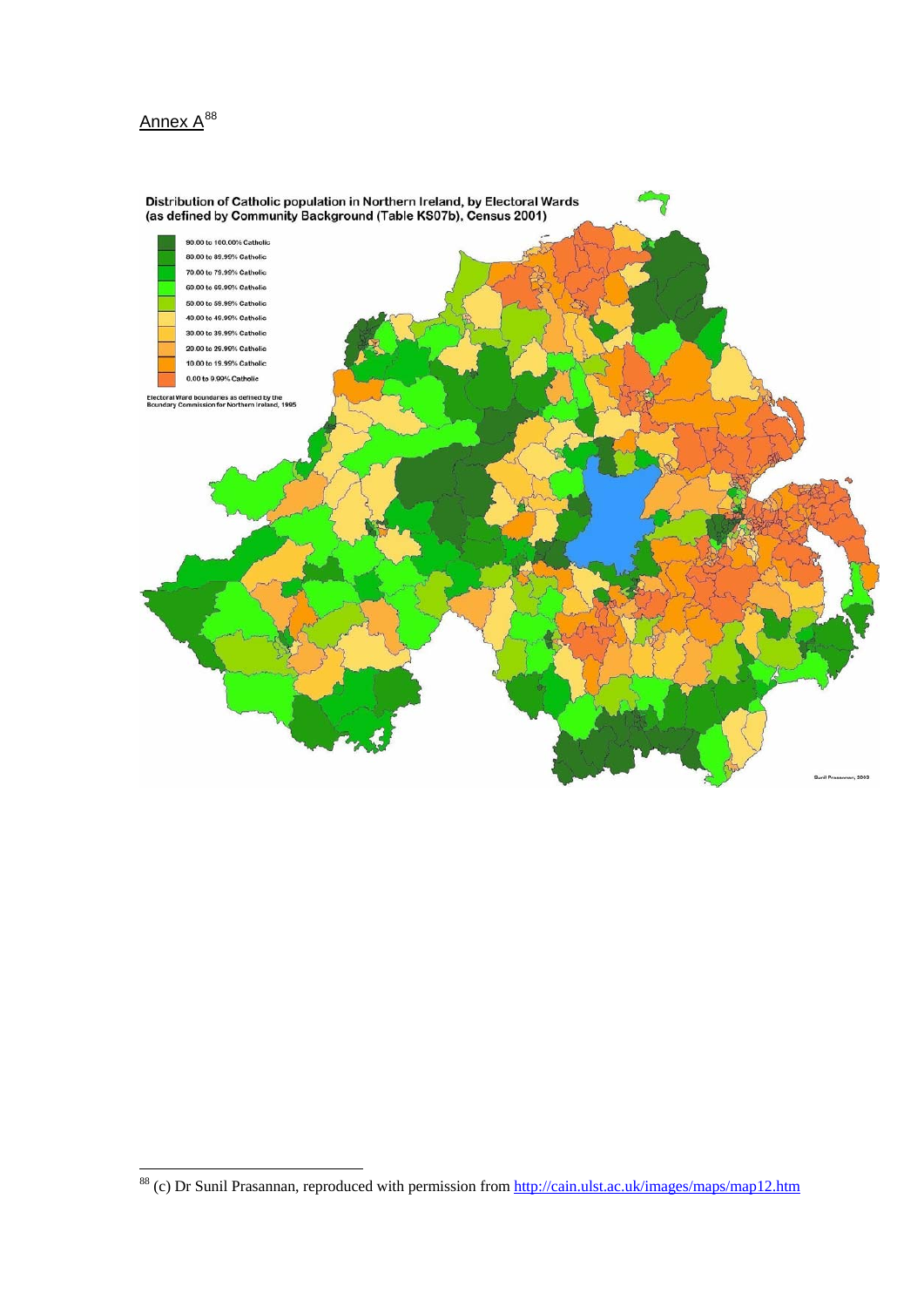Annex A[88]

Distribution of Catholic population in Northern Ireland, by Electoral Wards
(as defined by Community Background (Table KS07b), Census 2001)

- 90.00 to 100.00% Catholic
- 80.00 to 89.99% Catholic
- 70.00 to 79.99% Catholic
- 60.00 to 69.99% Catholic
- 50.00 to 59.99% Catholic
- 40.00 to 49.99% Catholic
- 30.00 to 39.99% Catholic
- 20.00 to 29.99% Catholic
- 10.00 to 19.99% Catholic
- 0.00 to 9.99% Catholic

Electoral Ward boundaries as defined by the Boundary Commission for Northern Ireland, 1995

Sunil Prasannan, 2003

[88] (c) Dr Sunil Prasannan, reproduced with permission from http://cain.ulst.ac.uk/images/maps/map12.htm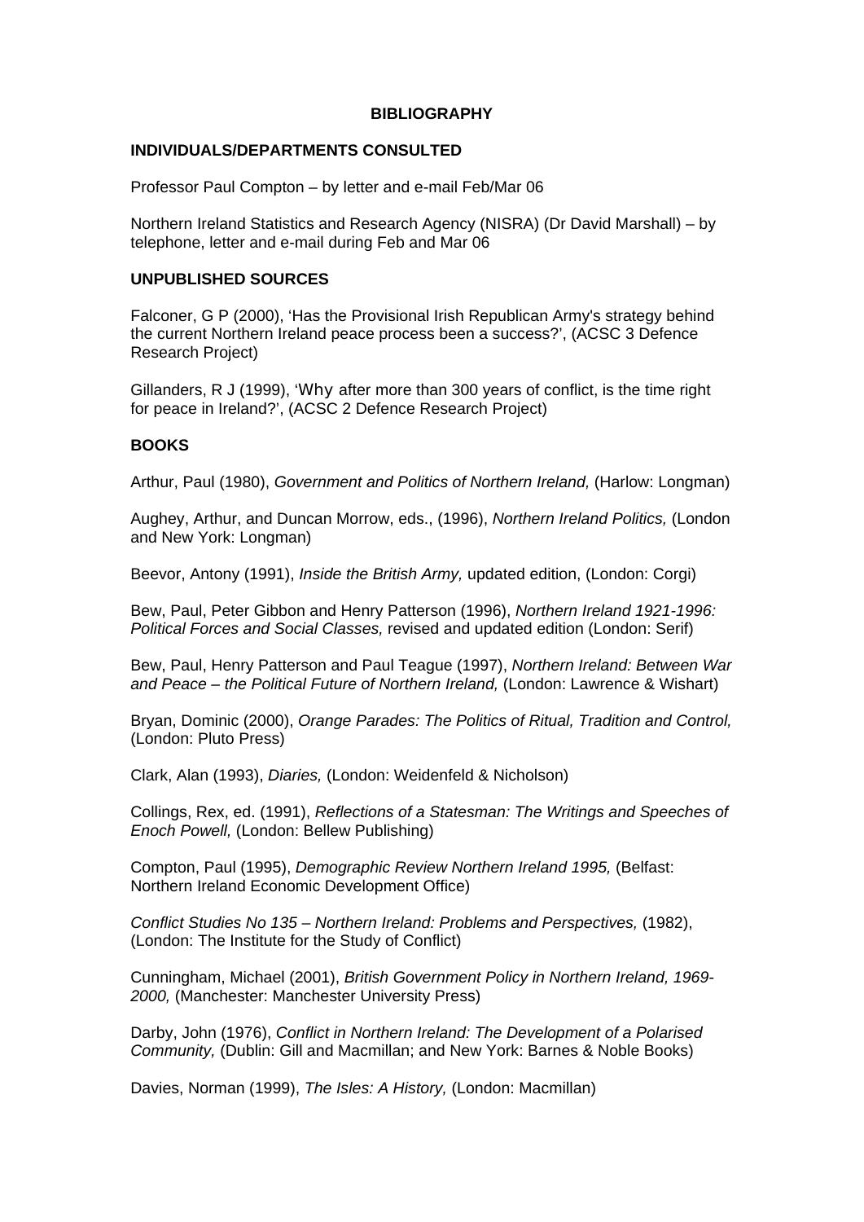# BIBLIOGRAPHY

## INDIVIDUALS/DEPARTMENTS CONSULTED

Professor Paul Compton – by letter and e-mail Feb/Mar 06

Northern Ireland Statistics and Research Agency (NISRA) (Dr David Marshall) – by telephone, letter and e-mail during Feb and Mar 06

## UNPUBLISHED SOURCES

Falconer, G P (2000), 'Has the Provisional Irish Republican Army's strategy behind the current Northern Ireland peace process been a success?', (ACSC 3 Defence Research Project)

Gillanders, R J (1999), 'Why after more than 300 years of conflict, is the time right for peace in Ireland?', (ACSC 2 Defence Research Project)

## BOOKS

Arthur, Paul (1980), *Government and Politics of Northern Ireland,* (Harlow: Longman)

Aughey, Arthur, and Duncan Morrow, eds., (1996), *Northern Ireland Politics,* (London and New York: Longman)

Beevor, Antony (1991), *Inside the British Army,* updated edition, (London: Corgi)

Bew, Paul, Peter Gibbon and Henry Patterson (1996), *Northern Ireland 1921-1996: Political Forces and Social Classes,* revised and updated edition (London: Serif)

Bew, Paul, Henry Patterson and Paul Teague (1997), *Northern Ireland: Between War and Peace – the Political Future of Northern Ireland,* (London: Lawrence & Wishart)

Bryan, Dominic (2000), *Orange Parades: The Politics of Ritual, Tradition and Control,* (London: Pluto Press)

Clark, Alan (1993), *Diaries,* (London: Weidenfeld & Nicholson)

Collings, Rex, ed. (1991), *Reflections of a Statesman: The Writings and Speeches of Enoch Powell,* (London: Bellew Publishing)

Compton, Paul (1995), *Demographic Review Northern Ireland 1995,* (Belfast: Northern Ireland Economic Development Office)

*Conflict Studies No 135 – Northern Ireland: Problems and Perspectives,* (1982), (London: The Institute for the Study of Conflict)

Cunningham, Michael (2001), *British Government Policy in Northern Ireland, 1969-2000,* (Manchester: Manchester University Press)

Darby, John (1976), *Conflict in Northern Ireland: The Development of a Polarised Community,* (Dublin: Gill and Macmillan; and New York: Barnes & Noble Books)

Davies, Norman (1999), *The Isles: A History,* (London: Macmillan)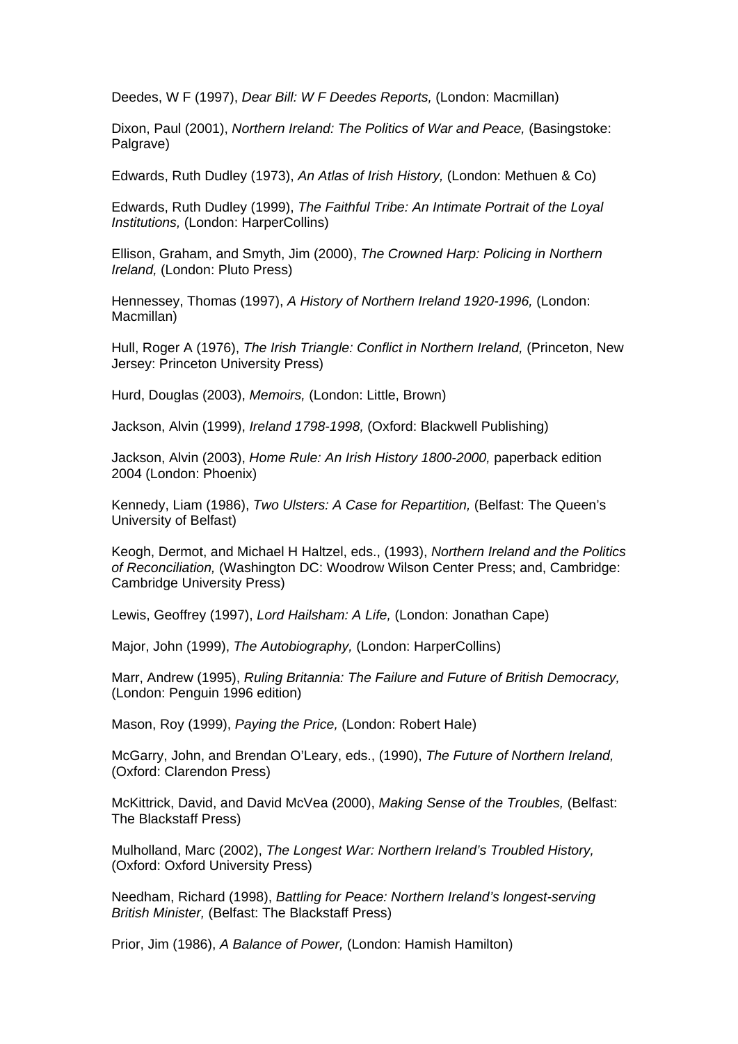Deedes, W F (1997), *Dear Bill: W F Deedes Reports,* (London: Macmillan)

Dixon, Paul (2001), *Northern Ireland: The Politics of War and Peace,* (Basingstoke: Palgrave)

Edwards, Ruth Dudley (1973), *An Atlas of Irish History,* (London: Methuen & Co)

Edwards, Ruth Dudley (1999), *The Faithful Tribe: An Intimate Portrait of the Loyal Institutions,* (London: HarperCollins)

Ellison, Graham, and Smyth, Jim (2000), *The Crowned Harp: Policing in Northern Ireland,* (London: Pluto Press)

Hennessey, Thomas (1997), *A History of Northern Ireland 1920-1996,* (London: Macmillan)

Hull, Roger A (1976), *The Irish Triangle: Conflict in Northern Ireland,* (Princeton, New Jersey: Princeton University Press)

Hurd, Douglas (2003), *Memoirs,* (London: Little, Brown)

Jackson, Alvin (1999), *Ireland 1798-1998,* (Oxford: Blackwell Publishing)

Jackson, Alvin (2003), *Home Rule: An Irish History 1800-2000,* paperback edition 2004 (London: Phoenix)

Kennedy, Liam (1986), *Two Ulsters: A Case for Repartition,* (Belfast: The Queen's University of Belfast)

Keogh, Dermot, and Michael H Haltzel, eds., (1993), *Northern Ireland and the Politics of Reconciliation,* (Washington DC: Woodrow Wilson Center Press; and, Cambridge: Cambridge University Press)

Lewis, Geoffrey (1997), *Lord Hailsham: A Life,* (London: Jonathan Cape)

Major, John (1999), *The Autobiography,* (London: HarperCollins)

Marr, Andrew (1995), *Ruling Britannia: The Failure and Future of British Democracy,* (London: Penguin 1996 edition)

Mason, Roy (1999), *Paying the Price,* (London: Robert Hale)

McGarry, John, and Brendan O'Leary, eds., (1990), *The Future of Northern Ireland,* (Oxford: Clarendon Press)

McKittrick, David, and David McVea (2000), *Making Sense of the Troubles,* (Belfast: The Blackstaff Press)

Mulholland, Marc (2002), *The Longest War: Northern Ireland's Troubled History,* (Oxford: Oxford University Press)

Needham, Richard (1998), *Battling for Peace: Northern Ireland's longest-serving British Minister,* (Belfast: The Blackstaff Press)

Prior, Jim (1986), *A Balance of Power,* (London: Hamish Hamilton)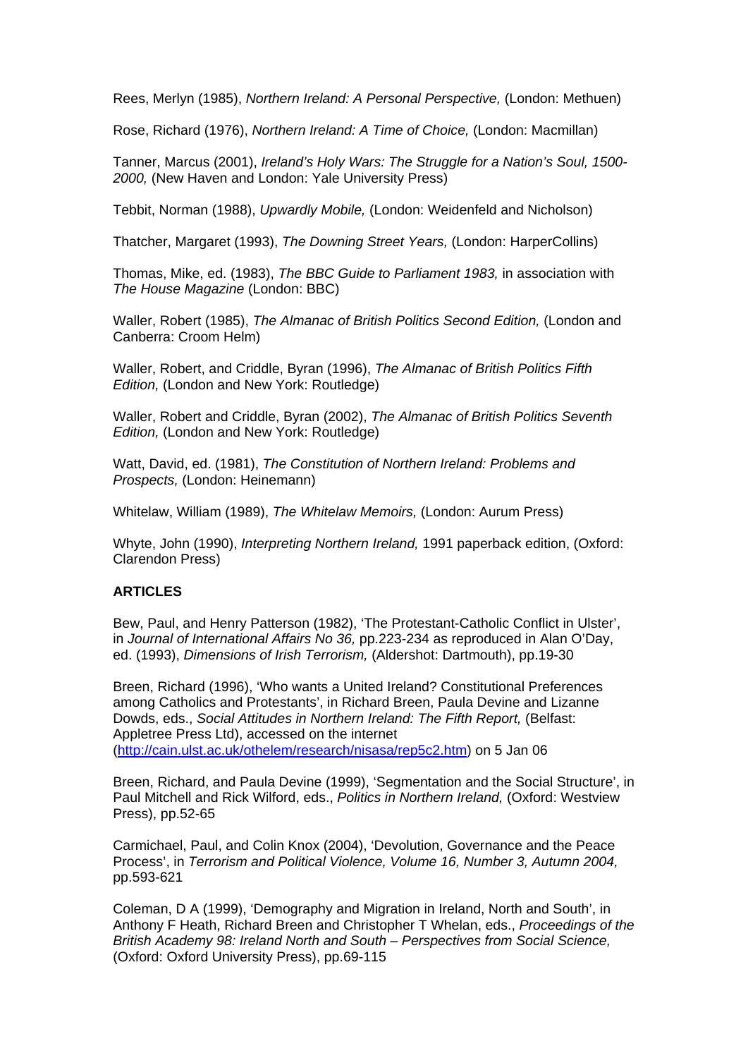Rees, Merlyn (1985), *Northern Ireland: A Personal Perspective,* (London: Methuen)

Rose, Richard (1976), *Northern Ireland: A Time of Choice,* (London: Macmillan)

Tanner, Marcus (2001), *Ireland's Holy Wars: The Struggle for a Nation's Soul, 1500-2000,* (New Haven and London: Yale University Press)

Tebbit, Norman (1988), *Upwardly Mobile,* (London: Weidenfeld and Nicholson)

Thatcher, Margaret (1993), *The Downing Street Years,* (London: HarperCollins)

Thomas, Mike, ed. (1983), *The BBC Guide to Parliament 1983,* in association with *The House Magazine* (London: BBC)

Waller, Robert (1985), *The Almanac of British Politics Second Edition,* (London and Canberra: Croom Helm)

Waller, Robert, and Criddle, Byran (1996), *The Almanac of British Politics Fifth Edition,* (London and New York: Routledge)

Waller, Robert and Criddle, Byran (2002), *The Almanac of British Politics Seventh Edition,* (London and New York: Routledge)

Watt, David, ed. (1981), *The Constitution of Northern Ireland: Problems and Prospects,* (London: Heinemann)

Whitelaw, William (1989), *The Whitelaw Memoirs,* (London: Aurum Press)

Whyte, John (1990), *Interpreting Northern Ireland,* 1991 paperback edition, (Oxford: Clarendon Press)

**ARTICLES**

Bew, Paul, and Henry Patterson (1982), 'The Protestant-Catholic Conflict in Ulster', in *Journal of International Affairs No 36,* pp.223-234 as reproduced in Alan O'Day, ed. (1993), *Dimensions of Irish Terrorism,* (Aldershot: Dartmouth), pp.19-30

Breen, Richard (1996), 'Who wants a United Ireland? Constitutional Preferences among Catholics and Protestants', in Richard Breen, Paula Devine and Lizanne Dowds, eds., *Social Attitudes in Northern Ireland: The Fifth Report,* (Belfast: Appletree Press Ltd), accessed on the internet (http://cain.ulst.ac.uk/othelem/research/nisasa/rep5c2.htm) on 5 Jan 06

Breen, Richard, and Paula Devine (1999), 'Segmentation and the Social Structure', in Paul Mitchell and Rick Wilford, eds., *Politics in Northern Ireland,* (Oxford: Westview Press), pp.52-65

Carmichael, Paul, and Colin Knox (2004), 'Devolution, Governance and the Peace Process', in *Terrorism and Political Violence, Volume 16, Number 3, Autumn 2004,* pp.593-621

Coleman, D A (1999), 'Demography and Migration in Ireland, North and South', in Anthony F Heath, Richard Breen and Christopher T Whelan, eds., *Proceedings of the British Academy 98: Ireland North and South – Perspectives from Social Science,* (Oxford: Oxford University Press), pp.69-115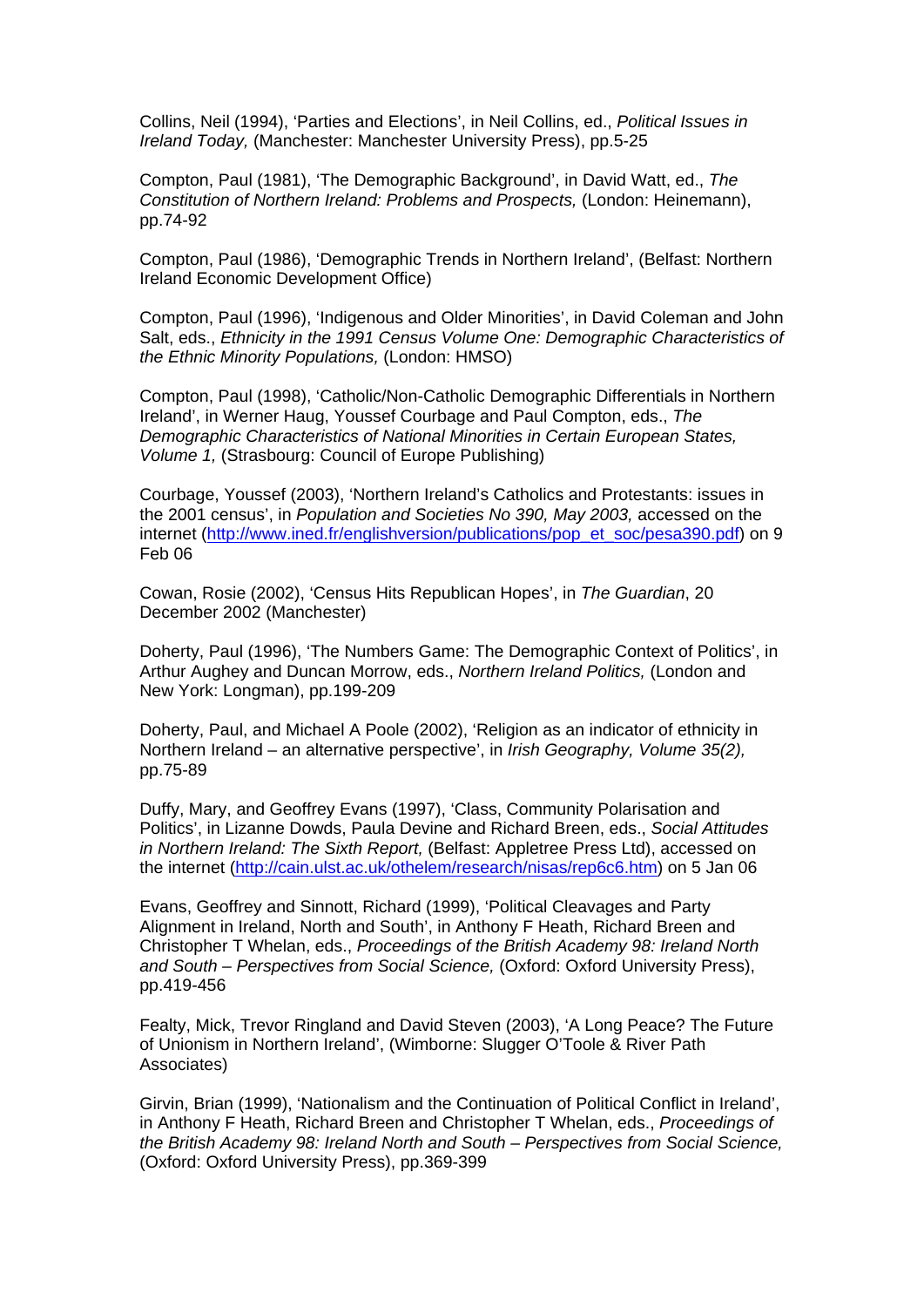Collins, Neil (1994), 'Parties and Elections', in Neil Collins, ed., *Political Issues in Ireland Today,* (Manchester: Manchester University Press), pp.5-25

Compton, Paul (1981), 'The Demographic Background', in David Watt, ed., *The Constitution of Northern Ireland: Problems and Prospects,* (London: Heinemann), pp.74-92

Compton, Paul (1986), 'Demographic Trends in Northern Ireland', (Belfast: Northern Ireland Economic Development Office)

Compton, Paul (1996), 'Indigenous and Older Minorities', in David Coleman and John Salt, eds., *Ethnicity in the 1991 Census Volume One: Demographic Characteristics of the Ethnic Minority Populations,* (London: HMSO)

Compton, Paul (1998), 'Catholic/Non-Catholic Demographic Differentials in Northern Ireland', in Werner Haug, Youssef Courbage and Paul Compton, eds., *The Demographic Characteristics of National Minorities in Certain European States, Volume 1,* (Strasbourg: Council of Europe Publishing)

Courbage, Youssef (2003), 'Northern Ireland's Catholics and Protestants: issues in the 2001 census', in *Population and Societies No 390, May 2003,* accessed on the internet (http://www.ined.fr/englishversion/publications/pop_et_soc/pesa390.pdf) on 9 Feb 06

Cowan, Rosie (2002), 'Census Hits Republican Hopes', in *The Guardian*, 20 December 2002 (Manchester)

Doherty, Paul (1996), 'The Numbers Game: The Demographic Context of Politics', in Arthur Aughey and Duncan Morrow, eds., *Northern Ireland Politics,* (London and New York: Longman), pp.199-209

Doherty, Paul, and Michael A Poole (2002), 'Religion as an indicator of ethnicity in Northern Ireland – an alternative perspective', in *Irish Geography, Volume 35(2),* pp.75-89

Duffy, Mary, and Geoffrey Evans (1997), 'Class, Community Polarisation and Politics', in Lizanne Dowds, Paula Devine and Richard Breen, eds., *Social Attitudes in Northern Ireland: The Sixth Report,* (Belfast: Appletree Press Ltd), accessed on the internet (http://cain.ulst.ac.uk/othelem/research/nisas/rep6c6.htm) on 5 Jan 06

Evans, Geoffrey and Sinnott, Richard (1999), 'Political Cleavages and Party Alignment in Ireland, North and South', in Anthony F Heath, Richard Breen and Christopher T Whelan, eds., *Proceedings of the British Academy 98: Ireland North and South – Perspectives from Social Science,* (Oxford: Oxford University Press), pp.419-456

Fealty, Mick, Trevor Ringland and David Steven (2003), 'A Long Peace? The Future of Unionism in Northern Ireland', (Wimborne: Slugger O'Toole & River Path Associates)

Girvin, Brian (1999), 'Nationalism and the Continuation of Political Conflict in Ireland', in Anthony F Heath, Richard Breen and Christopher T Whelan, eds., *Proceedings of the British Academy 98: Ireland North and South – Perspectives from Social Science,* (Oxford: Oxford University Press), pp.369-399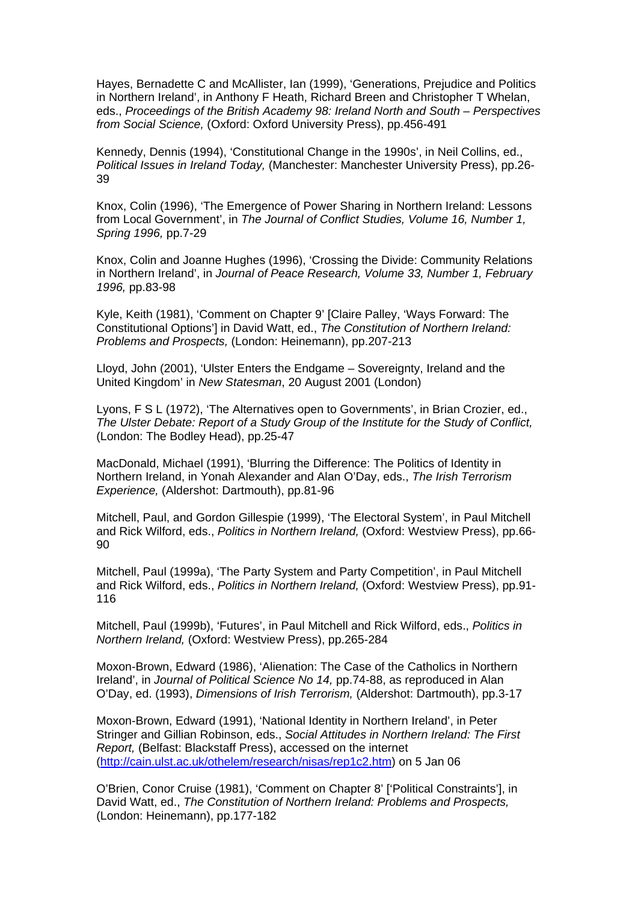Hayes, Bernadette C and McAllister, Ian (1999), 'Generations, Prejudice and Politics in Northern Ireland', in Anthony F Heath, Richard Breen and Christopher T Whelan, eds., *Proceedings of the British Academy 98: Ireland North and South – Perspectives from Social Science,* (Oxford: Oxford University Press), pp.456-491

Kennedy, Dennis (1994), 'Constitutional Change in the 1990s', in Neil Collins, ed., *Political Issues in Ireland Today,* (Manchester: Manchester University Press), pp.26-39

Knox, Colin (1996), 'The Emergence of Power Sharing in Northern Ireland: Lessons from Local Government', in *The Journal of Conflict Studies, Volume 16, Number 1, Spring 1996,* pp.7-29

Knox, Colin and Joanne Hughes (1996), 'Crossing the Divide: Community Relations in Northern Ireland', in *Journal of Peace Research, Volume 33, Number 1, February 1996,* pp.83-98

Kyle, Keith (1981), 'Comment on Chapter 9' [Claire Palley, 'Ways Forward: The Constitutional Options'] in David Watt, ed., *The Constitution of Northern Ireland: Problems and Prospects,* (London: Heinemann), pp.207-213

Lloyd, John (2001), 'Ulster Enters the Endgame – Sovereignty, Ireland and the United Kingdom' in *New Statesman*, 20 August 2001 (London)

Lyons, F S L (1972), 'The Alternatives open to Governments', in Brian Crozier, ed., *The Ulster Debate: Report of a Study Group of the Institute for the Study of Conflict,* (London: The Bodley Head), pp.25-47

MacDonald, Michael (1991), 'Blurring the Difference: The Politics of Identity in Northern Ireland, in Yonah Alexander and Alan O'Day, eds., *The Irish Terrorism Experience,* (Aldershot: Dartmouth), pp.81-96

Mitchell, Paul, and Gordon Gillespie (1999), 'The Electoral System', in Paul Mitchell and Rick Wilford, eds., *Politics in Northern Ireland,* (Oxford: Westview Press), pp.66-90

Mitchell, Paul (1999a), 'The Party System and Party Competition', in Paul Mitchell and Rick Wilford, eds., *Politics in Northern Ireland,* (Oxford: Westview Press), pp.91-116

Mitchell, Paul (1999b), 'Futures', in Paul Mitchell and Rick Wilford, eds., *Politics in Northern Ireland,* (Oxford: Westview Press), pp.265-284

Moxon-Brown, Edward (1986), 'Alienation: The Case of the Catholics in Northern Ireland', in *Journal of Political Science No 14,* pp.74-88, as reproduced in Alan O'Day, ed. (1993), *Dimensions of Irish Terrorism,* (Aldershot: Dartmouth), pp.3-17

Moxon-Brown, Edward (1991), 'National Identity in Northern Ireland', in Peter Stringer and Gillian Robinson, eds., *Social Attitudes in Northern Ireland: The First Report,* (Belfast: Blackstaff Press), accessed on the internet (http://cain.ulst.ac.uk/othelem/research/nisas/rep1c2.htm) on 5 Jan 06

O'Brien, Conor Cruise (1981), 'Comment on Chapter 8' ['Political Constraints'], in David Watt, ed., *The Constitution of Northern Ireland: Problems and Prospects,* (London: Heinemann), pp.177-182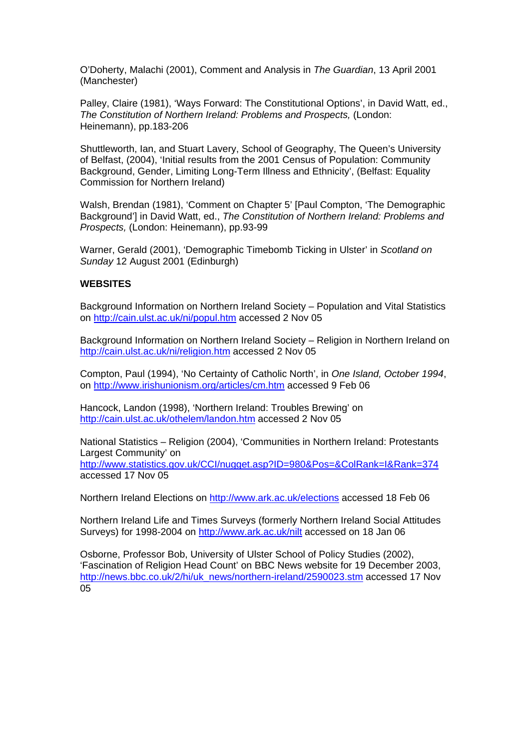O'Doherty, Malachi (2001), Comment and Analysis in *The Guardian*, 13 April 2001 (Manchester)

Palley, Claire (1981), 'Ways Forward: The Constitutional Options', in David Watt, ed., *The Constitution of Northern Ireland: Problems and Prospects,* (London: Heinemann), pp.183-206

Shuttleworth, Ian, and Stuart Lavery, School of Geography, The Queen's University of Belfast, (2004), 'Initial results from the 2001 Census of Population: Community Background, Gender, Limiting Long-Term Illness and Ethnicity', (Belfast: Equality Commission for Northern Ireland)

Walsh, Brendan (1981), 'Comment on Chapter 5' [Paul Compton, 'The Demographic Background'] in David Watt, ed., *The Constitution of Northern Ireland: Problems and Prospects,* (London: Heinemann), pp.93-99

Warner, Gerald (2001), 'Demographic Timebomb Ticking in Ulster' in *Scotland on Sunday* 12 August 2001 (Edinburgh)

**WEBSITES**

Background Information on Northern Ireland Society – Population and Vital Statistics on http://cain.ulst.ac.uk/ni/popul.htm accessed 2 Nov 05

Background Information on Northern Ireland Society – Religion in Northern Ireland on http://cain.ulst.ac.uk/ni/religion.htm accessed 2 Nov 05

Compton, Paul (1994), 'No Certainty of Catholic North', in *One Island, October 1994*, on http://www.irishunionism.org/articles/cm.htm accessed 9 Feb 06

Hancock, Landon (1998), 'Northern Ireland: Troubles Brewing' on http://cain.ulst.ac.uk/othelem/landon.htm accessed 2 Nov 05

National Statistics – Religion (2004), 'Communities in Northern Ireland: Protestants Largest Community' on http://www.statistics.gov.uk/CCI/nugget.asp?ID=980&Pos=&ColRank=I&Rank=374 accessed 17 Nov 05

Northern Ireland Elections on http://www.ark.ac.uk/elections accessed 18 Feb 06

Northern Ireland Life and Times Surveys (formerly Northern Ireland Social Attitudes Surveys) for 1998-2004 on http://www.ark.ac.uk/nilt accessed on 18 Jan 06

Osborne, Professor Bob, University of Ulster School of Policy Studies (2002), 'Fascination of Religion Head Count' on BBC News website for 19 December 2003, http://news.bbc.co.uk/2/hi/uk_news/northern-ireland/2590023.stm accessed 17 Nov 05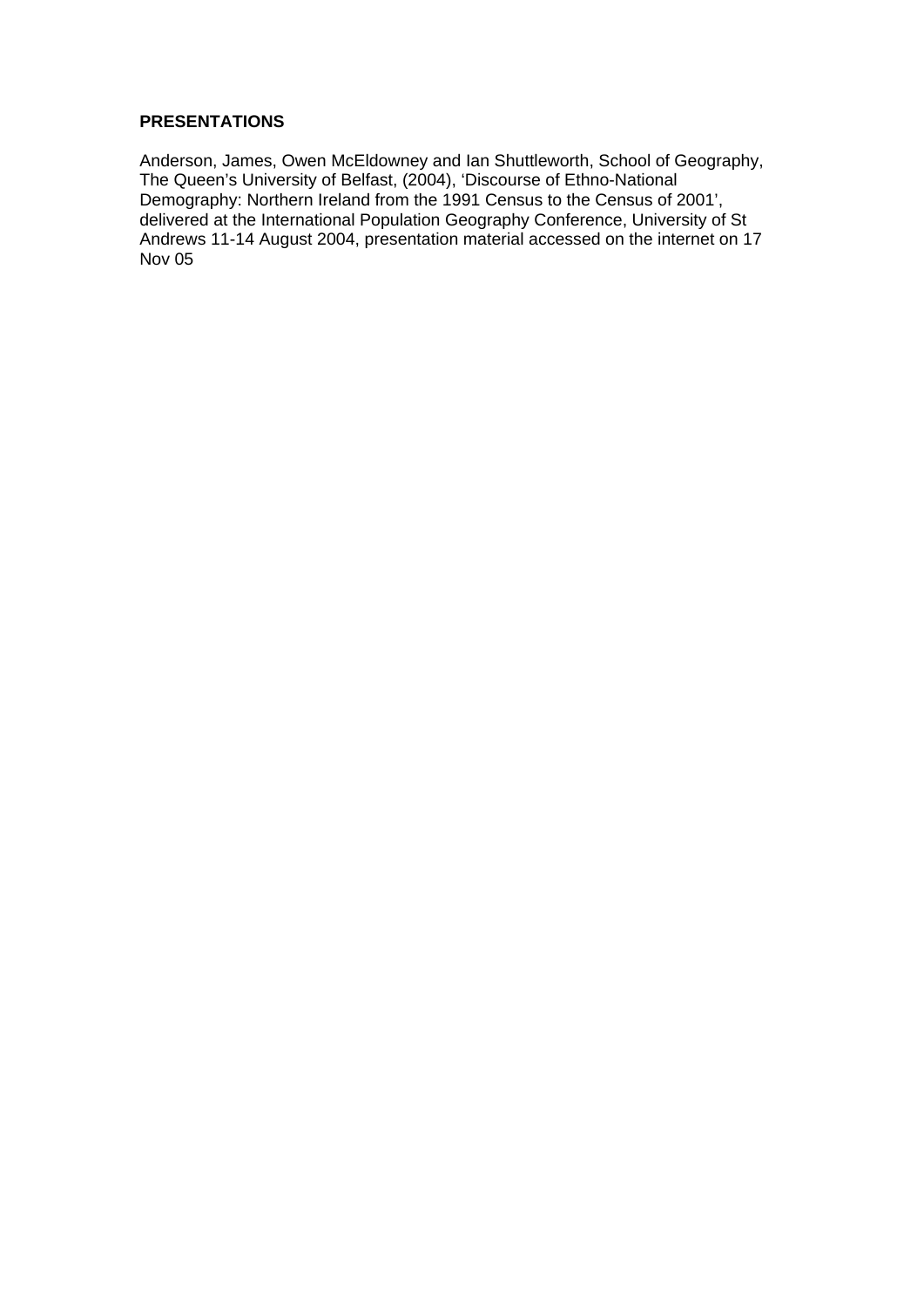**PRESENTATIONS**

Anderson, James, Owen McEldowney and Ian Shuttleworth, School of Geography, The Queen's University of Belfast, (2004), 'Discourse of Ethno-National Demography: Northern Ireland from the 1991 Census to the Census of 2001', delivered at the International Population Geography Conference, University of St Andrews 11-14 August 2004, presentation material accessed on the internet on 17 Nov 05